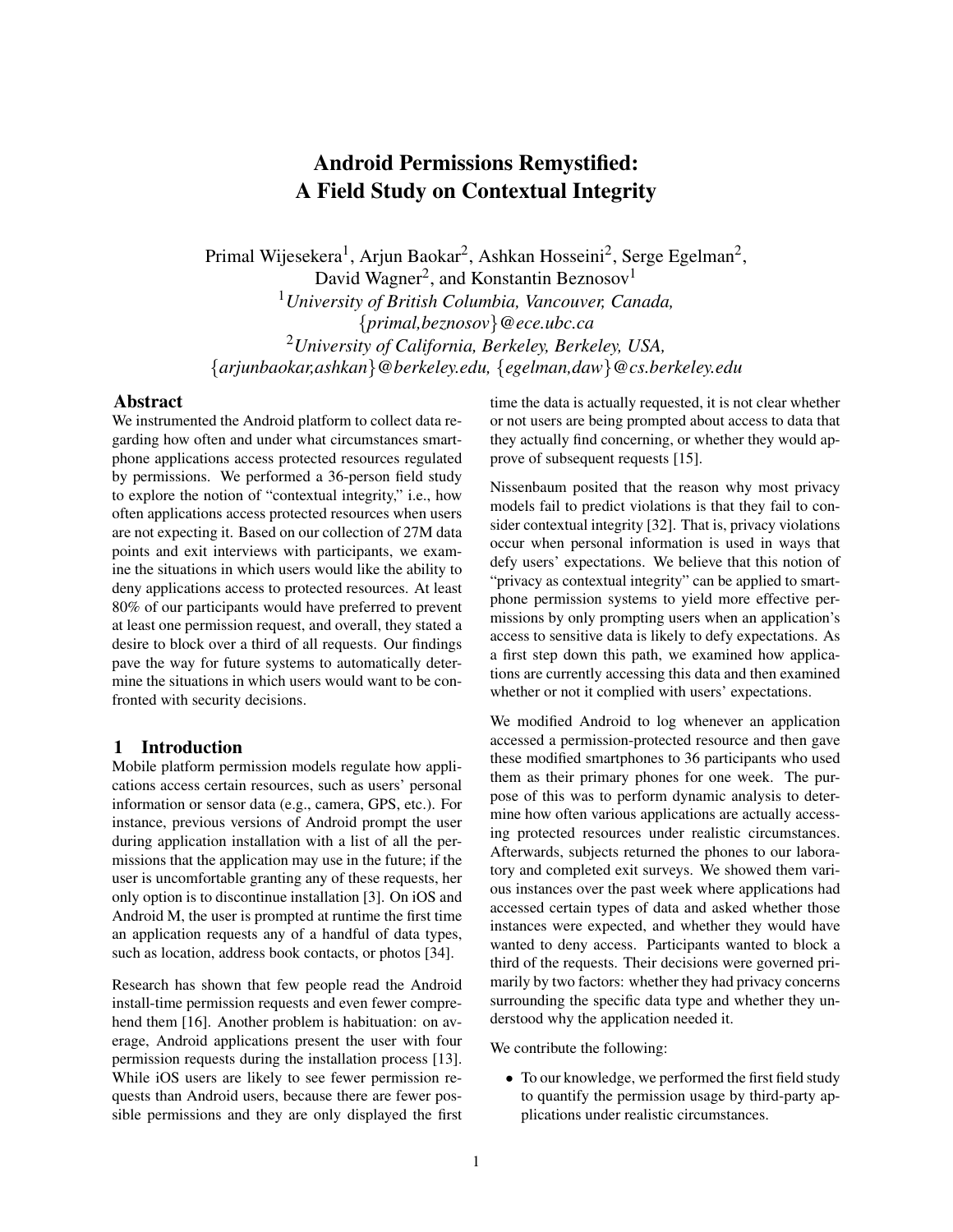# Android Permissions Remystified: A Field Study on Contextual Integrity

Primal Wijesekera[1], Arjun Baokar[2], Ashkan Hosseini[2], Serge Egelman[2], David Wagner[2], and Konstantin Beznosov[1]

[1] *University of British Columbia, Vancouver, Canada, {primal,beznosov}@ece.ubc.ca*

[2] *University of California, Berkeley, Berkeley, USA, {arjunbaokar,ashkan}@berkeley.edu, {egelman,daw}@cs.berkeley.edu*

## Abstract

We instrumented the Android platform to collect data regarding how often and under what circumstances smartphone applications access protected resources regulated by permissions. We performed a 36-person field study to explore the notion of "contextual integrity," i.e., how often applications access protected resources when users are not expecting it. Based on our collection of 27M data points and exit interviews with participants, we examine the situations in which users would like the ability to deny applications access to protected resources. At least 80% of our participants would have preferred to prevent at least one permission request, and overall, they stated a desire to block over a third of all requests. Our findings pave the way for future systems to automatically determine the situations in which users would want to be confronted with security decisions.

## 1 Introduction

Mobile platform permission models regulate how applications access certain resources, such as users' personal information or sensor data (e.g., camera, GPS, etc.). For instance, previous versions of Android prompt the user during application installation with a list of all the permissions that the application may use in the future; if the user is uncomfortable granting any of these requests, her only option is to discontinue installation [3]. On iOS and Android M, the user is prompted at runtime the first time an application requests any of a handful of data types, such as location, address book contacts, or photos [34].

Research has shown that few people read the Android install-time permission requests and even fewer comprehend them [16]. Another problem is habituation: on average, Android applications present the user with four permission requests during the installation process [13]. While iOS users are likely to see fewer permission requests than Android users, because there are fewer possible permissions and they are only displayed the first time the data is actually requested, it is not clear whether or not users are being prompted about access to data that they actually find concerning, or whether they would approve of subsequent requests [15].

Nissenbaum posited that the reason why most privacy models fail to predict violations is that they fail to consider contextual integrity [32]. That is, privacy violations occur when personal information is used in ways that defy users' expectations. We believe that this notion of "privacy as contextual integrity" can be applied to smartphone permission systems to yield more effective permissions by only prompting users when an application's access to sensitive data is likely to defy expectations. As a first step down this path, we examined how applications are currently accessing this data and then examined whether or not it complied with users' expectations.

We modified Android to log whenever an application accessed a permission-protected resource and then gave these modified smartphones to 36 participants who used them as their primary phones for one week. The purpose of this was to perform dynamic analysis to determine how often various applications are actually accessing protected resources under realistic circumstances. Afterwards, subjects returned the phones to our laboratory and completed exit surveys. We showed them various instances over the past week where applications had accessed certain types of data and asked whether those instances were expected, and whether they would have wanted to deny access. Participants wanted to block a third of the requests. Their decisions were governed primarily by two factors: whether they had privacy concerns surrounding the specific data type and whether they understood why the application needed it.

We contribute the following:

- To our knowledge, we performed the first field study to quantify the permission usage by third-party applications under realistic circumstances.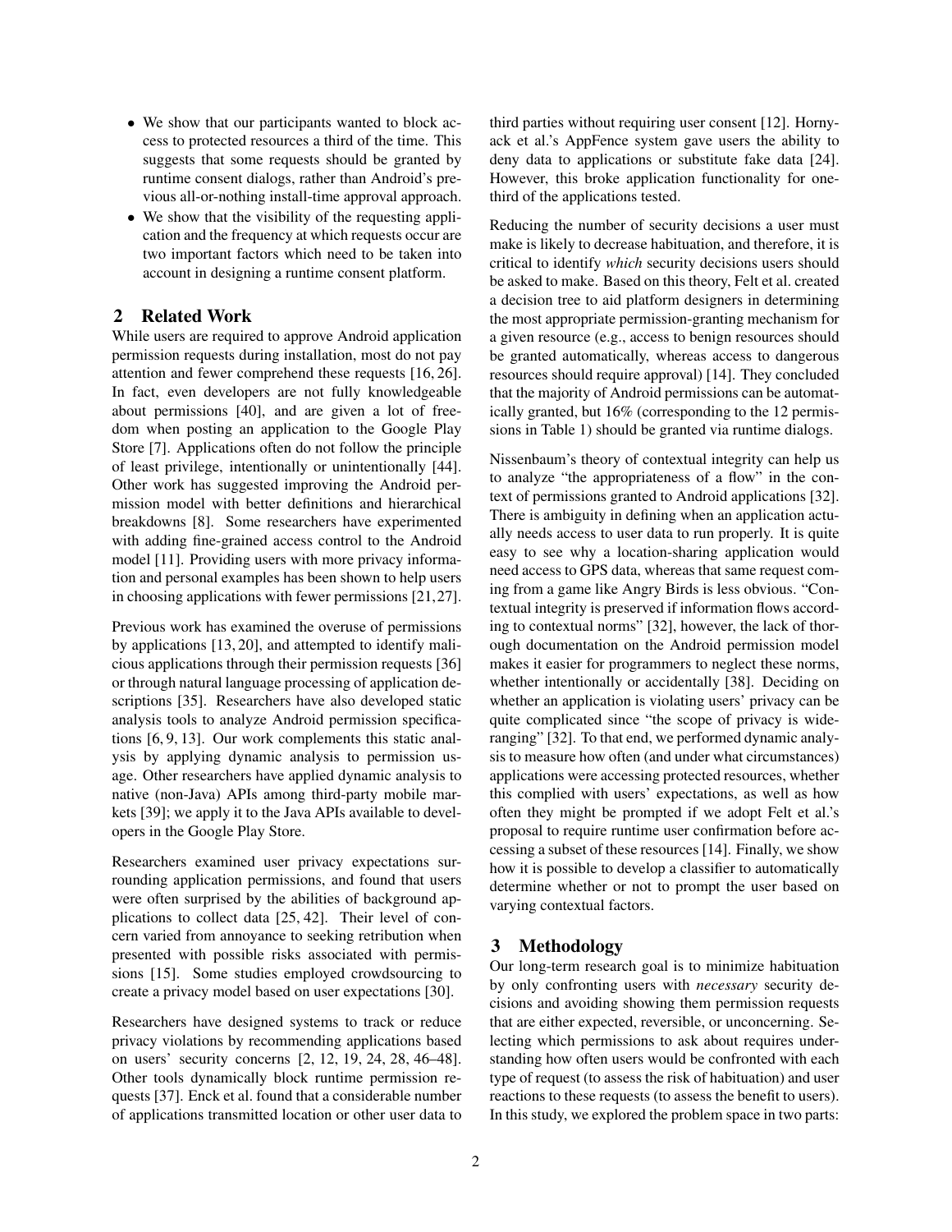- We show that our participants wanted to block access to protected resources a third of the time. This suggests that some requests should be granted by runtime consent dialogs, rather than Android's previous all-or-nothing install-time approval approach.
- We show that the visibility of the requesting application and the frequency at which requests occur are two important factors which need to be taken into account in designing a runtime consent platform.

## 2 Related Work

While users are required to approve Android application permission requests during installation, most do not pay attention and fewer comprehend these requests [16, 26]. In fact, even developers are not fully knowledgeable about permissions [40], and are given a lot of freedom when posting an application to the Google Play Store [7]. Applications often do not follow the principle of least privilege, intentionally or unintentionally [44]. Other work has suggested improving the Android permission model with better definitions and hierarchical breakdowns [8]. Some researchers have experimented with adding fine-grained access control to the Android model [11]. Providing users with more privacy information and personal examples has been shown to help users in choosing applications with fewer permissions [21,27].

Previous work has examined the overuse of permissions by applications [13, 20], and attempted to identify malicious applications through their permission requests [36] or through natural language processing of application descriptions [35]. Researchers have also developed static analysis tools to analyze Android permission specifications [6, 9, 13]. Our work complements this static analysis by applying dynamic analysis to permission usage. Other researchers have applied dynamic analysis to native (non-Java) APIs among third-party mobile markets [39]; we apply it to the Java APIs available to developers in the Google Play Store.

Researchers examined user privacy expectations surrounding application permissions, and found that users were often surprised by the abilities of background applications to collect data [25, 42]. Their level of concern varied from annoyance to seeking retribution when presented with possible risks associated with permissions [15]. Some studies employed crowdsourcing to create a privacy model based on user expectations [30].

Researchers have designed systems to track or reduce privacy violations by recommending applications based on users' security concerns [2, 12, 19, 24, 28, 46–48]. Other tools dynamically block runtime permission requests [37]. Enck et al. found that a considerable number of applications transmitted location or other user data to third parties without requiring user consent [12]. Hornyack et al.'s AppFence system gave users the ability to deny data to applications or substitute fake data [24]. However, this broke application functionality for one-third of the applications tested.

Reducing the number of security decisions a user must make is likely to decrease habituation, and therefore, it is critical to identify *which* security decisions users should be asked to make. Based on this theory, Felt et al. created a decision tree to aid platform designers in determining the most appropriate permission-granting mechanism for a given resource (e.g., access to benign resources should be granted automatically, whereas access to dangerous resources should require approval) [14]. They concluded that the majority of Android permissions can be automatically granted, but 16% (corresponding to the 12 permissions in Table 1) should be granted via runtime dialogs.

Nissenbaum's theory of contextual integrity can help us to analyze "the appropriateness of a flow" in the context of permissions granted to Android applications [32]. There is ambiguity in defining when an application actually needs access to user data to run properly. It is quite easy to see why a location-sharing application would need access to GPS data, whereas that same request coming from a game like Angry Birds is less obvious. "Contextual integrity is preserved if information flows according to contextual norms" [32], however, the lack of thorough documentation on the Android permission model makes it easier for programmers to neglect these norms, whether intentionally or accidentally [38]. Deciding on whether an application is violating users' privacy can be quite complicated since "the scope of privacy is wide-ranging" [32]. To that end, we performed dynamic analysis to measure how often (and under what circumstances) applications were accessing protected resources, whether this complied with users' expectations, as well as how often they might be prompted if we adopt Felt et al.'s proposal to require runtime user confirmation before accessing a subset of these resources [14]. Finally, we show how it is possible to develop a classifier to automatically determine whether or not to prompt the user based on varying contextual factors.

## 3 Methodology

Our long-term research goal is to minimize habituation by only confronting users with *necessary* security decisions and avoiding showing them permission requests that are either expected, reversible, or unconcerning. Selecting which permissions to ask about requires understanding how often users would be confronted with each type of request (to assess the risk of habituation) and user reactions to these requests (to assess the benefit to users). In this study, we explored the problem space in two parts: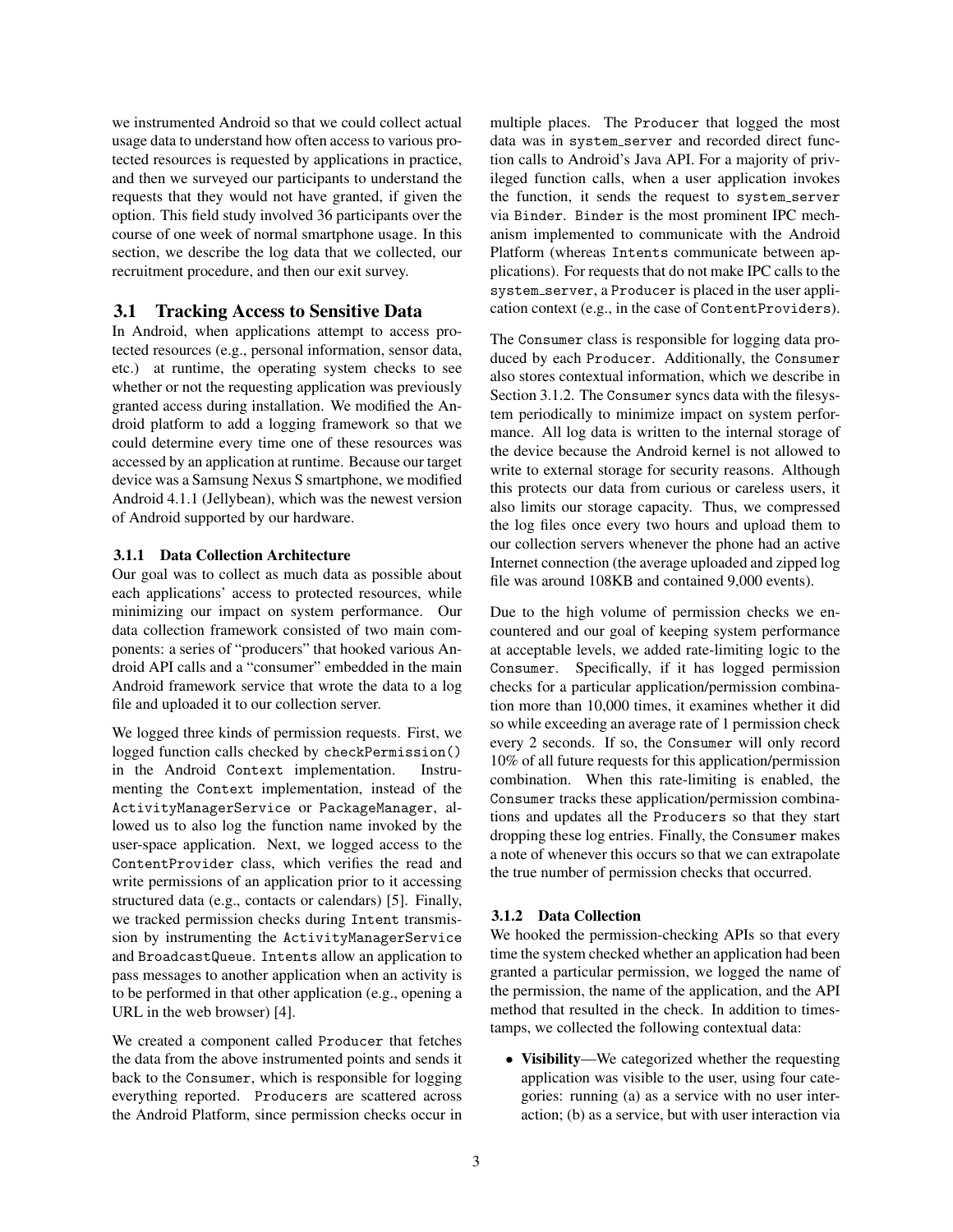we instrumented Android so that we could collect actual usage data to understand how often access to various protected resources is requested by applications in practice, and then we surveyed our participants to understand the requests that they would not have granted, if given the option. This field study involved 36 participants over the course of one week of normal smartphone usage. In this section, we describe the log data that we collected, our recruitment procedure, and then our exit survey.

## 3.1 Tracking Access to Sensitive Data

In Android, when applications attempt to access protected resources (e.g., personal information, sensor data, etc.) at runtime, the operating system checks to see whether or not the requesting application was previously granted access during installation. We modified the Android platform to add a logging framework so that we could determine every time one of these resources was accessed by an application at runtime. Because our target device was a Samsung Nexus S smartphone, we modified Android 4.1.1 (Jellybean), which was the newest version of Android supported by our hardware.

### 3.1.1 Data Collection Architecture

Our goal was to collect as much data as possible about each applications' access to protected resources, while minimizing our impact on system performance. Our data collection framework consisted of two main components: a series of "producers" that hooked various Android API calls and a "consumer" embedded in the main Android framework service that wrote the data to a log file and uploaded it to our collection server.

We logged three kinds of permission requests. First, we logged function calls checked by `checkPermission()` in the Android `Context` implementation. Instrumenting the `Context` implementation, instead of the `ActivityManagerService` or `PackageManager`, allowed us to also log the function name invoked by the user-space application. Next, we logged access to the `ContentProvider` class, which verifies the read and write permissions of an application prior to it accessing structured data (e.g., contacts or calendars) [5]. Finally, we tracked permission checks during `Intent` transmission by instrumenting the `ActivityManagerService` and `BroadcastQueue`. `Intents` allow an application to pass messages to another application when an activity is to be performed in that other application (e.g., opening a URL in the web browser) [4].

We created a component called `Producer` that fetches the data from the above instrumented points and sends it back to the `Consumer`, which is responsible for logging everything reported. `Producers` are scattered across the Android Platform, since permission checks occur in multiple places. The `Producer` that logged the most data was in `system_server` and recorded direct function calls to Android's Java API. For a majority of privileged function calls, when a user application invokes the function, it sends the request to `system_server` via `Binder`. `Binder` is the most prominent IPC mechanism implemented to communicate with the Android Platform (whereas `Intents` communicate between applications). For requests that do not make IPC calls to the `system_server`, a `Producer` is placed in the user application context (e.g., in the case of `ContentProviders`).

The `Consumer` class is responsible for logging data produced by each `Producer`. Additionally, the `Consumer` also stores contextual information, which we describe in Section 3.1.2. The `Consumer` syncs data with the filesystem periodically to minimize impact on system performance. All log data is written to the internal storage of the device because the Android kernel is not allowed to write to external storage for security reasons. Although this protects our data from curious or careless users, it also limits our storage capacity. Thus, we compressed the log files once every two hours and upload them to our collection servers whenever the phone had an active Internet connection (the average uploaded and zipped log file was around 108KB and contained 9,000 events).

Due to the high volume of permission checks we encountered and our goal of keeping system performance at acceptable levels, we added rate-limiting logic to the `Consumer`. Specifically, if it has logged permission checks for a particular application/permission combination more than 10,000 times, it examines whether it did so while exceeding an average rate of 1 permission check every 2 seconds. If so, the `Consumer` will only record 10% of all future requests for this application/permission combination. When this rate-limiting is enabled, the `Consumer` tracks these application/permission combinations and updates all the `Producers` so that they start dropping these log entries. Finally, the `Consumer` makes a note of whenever this occurs so that we can extrapolate the true number of permission checks that occurred.

### 3.1.2 Data Collection

We hooked the permission-checking APIs so that every time the system checked whether an application had been granted a particular permission, we logged the name of the permission, the name of the application, and the API method that resulted in the check. In addition to timestamps, we collected the following contextual data:

- **Visibility**—We categorized whether the requesting application was visible to the user, using four categories: running (a) as a service with no user interaction; (b) as a service, but with user interaction via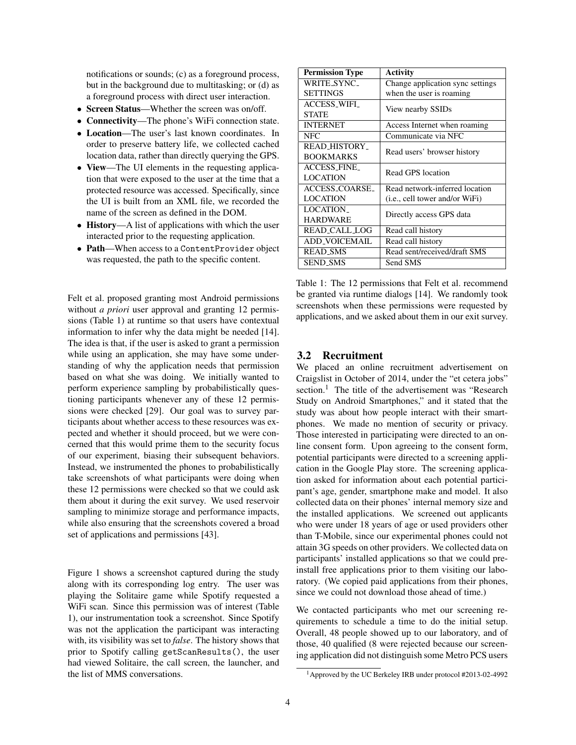notifications or sounds; (c) as a foreground process, but in the background due to multitasking; or (d) as a foreground process with direct user interaction.

- **Screen Status**—Whether the screen was on/off.
- **Connectivity**—The phone's WiFi connection state.
- **Location**—The user's last known coordinates. In order to preserve battery life, we collected cached location data, rather than directly querying the GPS.
- **View**—The UI elements in the requesting application that were exposed to the user at the time that a protected resource was accessed. Specifically, since the UI is built from an XML file, we recorded the name of the screen as defined in the DOM.
- **History**—A list of applications with which the user interacted prior to the requesting application.
- **Path**—When access to a `ContentProvider` object was requested, the path to the specific content.

Felt et al. proposed granting most Android permissions without *a priori* user approval and granting 12 permissions (Table 1) at runtime so that users have contextual information to infer why the data might be needed [14]. The idea is that, if the user is asked to grant a permission while using an application, she may have some understanding of why the application needs that permission based on what she was doing. We initially wanted to perform experience sampling by probabilistically questioning participants whenever any of these 12 permissions were checked [29]. Our goal was to survey participants about whether access to these resources was expected and whether it should proceed, but we were concerned that this would prime them to the security focus of our experiment, biasing their subsequent behaviors. Instead, we instrumented the phones to probabilistically take screenshots of what participants were doing when these 12 permissions were checked so that we could ask them about it during the exit survey. We used reservoir sampling to minimize storage and performance impacts, while also ensuring that the screenshots covered a broad set of applications and permissions [43].

Figure 1 shows a screenshot captured during the study along with its corresponding log entry. The user was playing the Solitaire game while Spotify requested a WiFi scan. Since this permission was of interest (Table 1), our instrumentation took a screenshot. Since Spotify was not the application the participant was interacting with, its visibility was set to *false*. The history shows that prior to Spotify calling `getScanResults()`, the user had viewed Solitaire, the call screen, the launcher, and the list of MMS conversations.

| Permission Type | Activity |
|---|---|
| WRITE_SYNC_SETTINGS | Change application sync settings when the user is roaming |
| ACCESS_WIFI_STATE | View nearby SSIDs |
| INTERNET | Access Internet when roaming |
| NFC | Communicate via NFC |
| READ_HISTORY_BOOKMARKS | Read users' browser history |
| ACCESS_FINE_LOCATION | Read GPS location |
| ACCESS_COARSE_LOCATION | Read network-inferred location (i.e., cell tower and/or WiFi) |
| LOCATION_HARDWARE | Directly access GPS data |
| READ_CALL_LOG | Read call history |
| ADD_VOICEMAIL | Read call history |
| READ_SMS | Read sent/received/draft SMS |
| SEND_SMS | Send SMS |

Table 1: The 12 permissions that Felt et al. recommend be granted via runtime dialogs [14]. We randomly took screenshots when these permissions were requested by applications, and we asked about them in our exit survey.

## 3.2 Recruitment

We placed an online recruitment advertisement on Craigslist in October of 2014, under the "et cetera jobs" section.[1] The title of the advertisement was "Research Study on Android Smartphones," and it stated that the study was about how people interact with their smartphones. We made no mention of security or privacy. Those interested in participating were directed to an online consent form. Upon agreeing to the consent form, potential participants were directed to a screening application in the Google Play store. The screening application asked for information about each potential participant's age, gender, smartphone make and model. It also collected data on their phones' internal memory size and the installed applications. We screened out applicants who were under 18 years of age or used providers other than T-Mobile, since our experimental phones could not attain 3G speeds on other providers. We collected data on participants' installed applications so that we could preinstall free applications prior to them visiting our laboratory. (We copied paid applications from their phones, since we could not download those ahead of time.)

We contacted participants who met our screening requirements to schedule a time to do the initial setup. Overall, 48 people showed up to our laboratory, and of those, 40 qualified (8 were rejected because our screening application did not distinguish some Metro PCS users

[1] Approved by the UC Berkeley IRB under protocol #2013-02-4992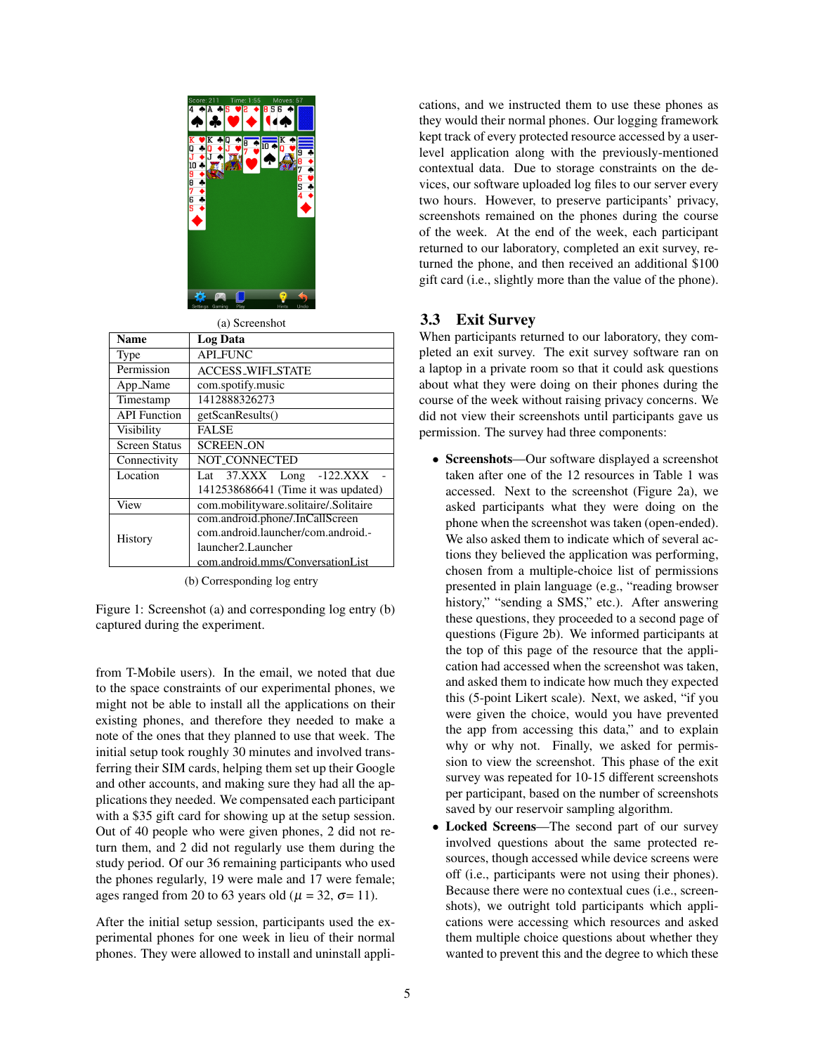(a) Screenshot

| Name | Log Data |
|---|---|
| Type | API_FUNC |
| Permission | ACCESS_WIFI_STATE |
| App_Name | com.spotify.music |
| Timestamp | 1412888326273 |
| API Function | getScanResults() |
| Visibility | FALSE |
| Screen Status | SCREEN_ON |
| Connectivity | NOT_CONNECTED |
| Location | Lat 37.XXX Long -122.XXX - 1412538686641 (Time it was updated) |
| View | com.mobilityware.solitaire/.Solitaire |
| History | com.android.phone/.InCallScreen com.android.launcher/com.android.-launcher2.Launcher com.android.mms/ConversationList |

(b) Corresponding log entry

Figure 1: Screenshot (a) and corresponding log entry (b) captured during the experiment.

from T-Mobile users). In the email, we noted that due to the space constraints of our experimental phones, we might not be able to install all the applications on their existing phones, and therefore they needed to make a note of the ones that they planned to use that week. The initial setup took roughly 30 minutes and involved transferring their SIM cards, helping them set up their Google and other accounts, and making sure they had all the applications they needed. We compensated each participant with a $35 gift card for showing up at the setup session. Out of 40 people who were given phones, 2 did not return them, and 2 did not regularly use them during the study period. Of our 36 remaining participants who used the phones regularly, 19 were male and 17 were female; ages ranged from 20 to 63 years old ($\mu$ = 32, $\sigma$= 11).

After the initial setup session, participants used the experimental phones for one week in lieu of their normal phones. They were allowed to install and uninstall applications, and we instructed them to use these phones as they would their normal phones. Our logging framework kept track of every protected resource accessed by a user-level application along with the previously-mentioned contextual data. Due to storage constraints on the devices, our software uploaded log files to our server every two hours. However, to preserve participants' privacy, screenshots remained on the phones during the course of the week. At the end of the week, each participant returned to our laboratory, completed an exit survey, returned the phone, and then received an additional $100 gift card (i.e., slightly more than the value of the phone).

## 3.3 Exit Survey

When participants returned to our laboratory, they completed an exit survey. The exit survey software ran on a laptop in a private room so that it could ask questions about what they were doing on their phones during the course of the week without raising privacy concerns. We did not view their screenshots until participants gave us permission. The survey had three components:

- **Screenshots**—Our software displayed a screenshot taken after one of the 12 resources in Table 1 was accessed. Next to the screenshot (Figure 2a), we asked participants what they were doing on the phone when the screenshot was taken (open-ended). We also asked them to indicate which of several actions they believed the application was performing, chosen from a multiple-choice list of permissions presented in plain language (e.g., "reading browser history," "sending a SMS," etc.). After answering these questions, they proceeded to a second page of questions (Figure 2b). We informed participants at the top of this page of the resource that the application had accessed when the screenshot was taken, and asked them to indicate how much they expected this (5-point Likert scale). Next, we asked, "if you were given the choice, would you have prevented the app from accessing this data," and to explain why or why not. Finally, we asked for permission to view the screenshot. This phase of the exit survey was repeated for 10-15 different screenshots per participant, based on the number of screenshots saved by our reservoir sampling algorithm.
- **Locked Screens**—The second part of our survey involved questions about the same protected resources, though accessed while device screens were off (i.e., participants were not using their phones). Because there were no contextual cues (i.e., screenshots), we outright told participants which applications were accessing which resources and asked them multiple choice questions about whether they wanted to prevent this and the degree to which these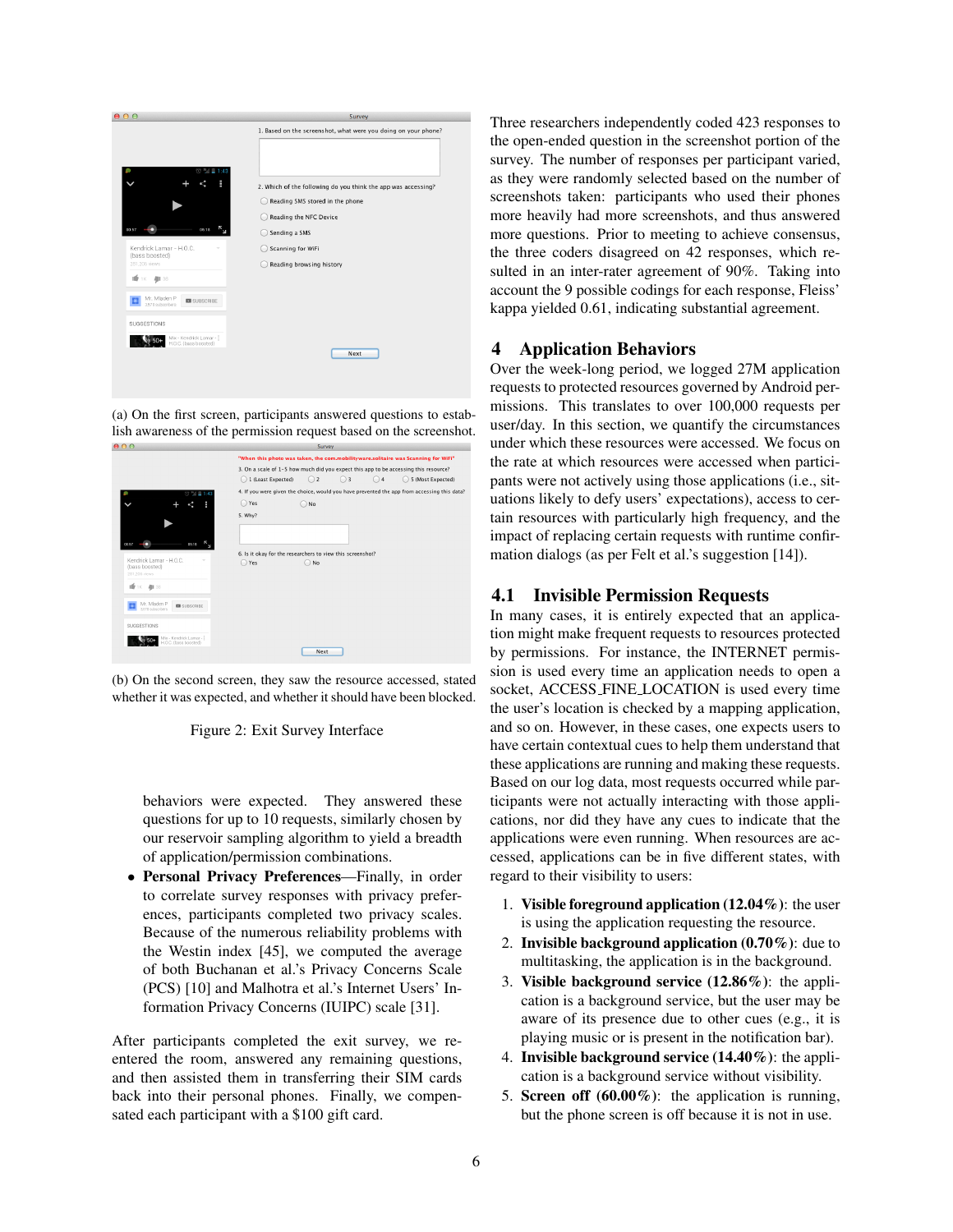(a) On the first screen, participants answered questions to establish awareness of the permission request based on the screenshot.

(b) On the second screen, they saw the resource accessed, stated whether it was expected, and whether it should have been blocked.

Figure 2: Exit Survey Interface

behaviors were expected. They answered these questions for up to 10 requests, similarly chosen by our reservoir sampling algorithm to yield a breadth of application/permission combinations.

- **Personal Privacy Preferences**—Finally, in order to correlate survey responses with privacy preferences, participants completed two privacy scales. Because of the numerous reliability problems with the Westin index [45], we computed the average of both Buchanan et al.'s Privacy Concerns Scale (PCS) [10] and Malhotra et al.'s Internet Users' Information Privacy Concerns (IUIPC) scale [31].

After participants completed the exit survey, we re-entered the room, answered any remaining questions, and then assisted them in transferring their SIM cards back into their personal phones. Finally, we compensated each participant with a $100 gift card.

Three researchers independently coded 423 responses to the open-ended question in the screenshot portion of the survey. The number of responses per participant varied, as they were randomly selected based on the number of screenshots taken: participants who used their phones more heavily had more screenshots, and thus answered more questions. Prior to meeting to achieve consensus, the three coders disagreed on 42 responses, which resulted in an inter-rater agreement of 90%. Taking into account the 9 possible codings for each response, Fleiss' kappa yielded 0.61, indicating substantial agreement.

# 4 Application Behaviors

Over the week-long period, we logged 27M application requests to protected resources governed by Android permissions. This translates to over 100,000 requests per user/day. In this section, we quantify the circumstances under which these resources were accessed. We focus on the rate at which resources were accessed when participants were not actively using those applications (i.e., situations likely to defy users' expectations), access to certain resources with particularly high frequency, and the impact of replacing certain requests with runtime confirmation dialogs (as per Felt et al.'s suggestion [14]).

## 4.1 Invisible Permission Requests

In many cases, it is entirely expected that an application might make frequent requests to resources protected by permissions. For instance, the INTERNET permission is used every time an application needs to open a socket, ACCESS_FINE_LOCATION is used every time the user's location is checked by a mapping application, and so on. However, in these cases, one expects users to have certain contextual cues to help them understand that these applications are running and making these requests. Based on our log data, most requests occurred while participants were not actually interacting with those applications, nor did they have any cues to indicate that the applications were even running. When resources are accessed, applications can be in five different states, with regard to their visibility to users:

1. **Visible foreground application (12.04%)**: the user is using the application requesting the resource.
2. **Invisible background application (0.70%)**: due to multitasking, the application is in the background.
3. **Visible background service (12.86%)**: the application is a background service, but the user may be aware of its presence due to other cues (e.g., it is playing music or is present in the notification bar).
4. **Invisible background service (14.40%)**: the application is a background service without visibility.
5. **Screen off (60.00%)**: the application is running, but the phone screen is off because it is not in use.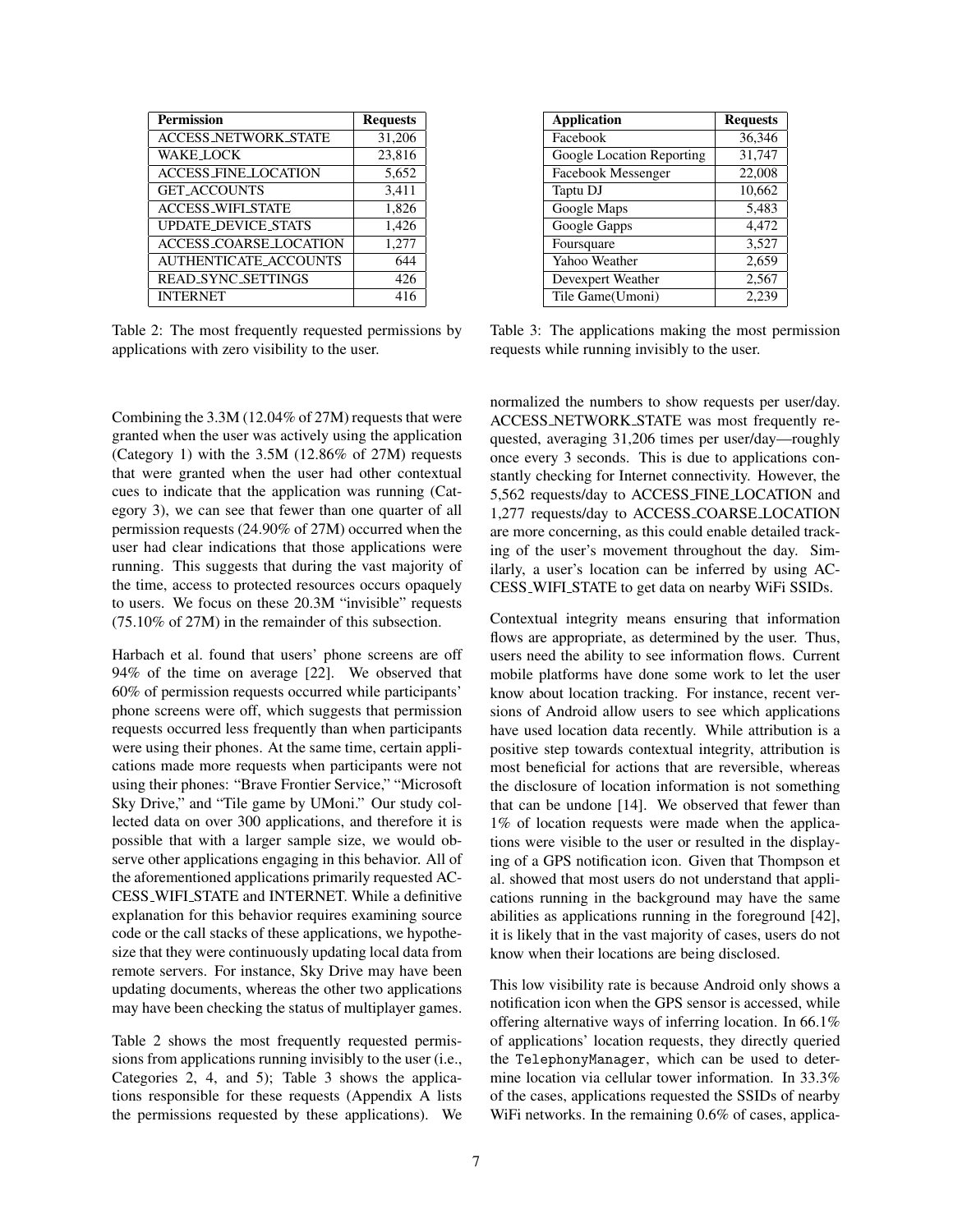| Permission | Requests |
|---|---|
| ACCESS_NETWORK_STATE | 31,206 |
| WAKE_LOCK | 23,816 |
| ACCESS_FINE_LOCATION | 5,652 |
| GET_ACCOUNTS | 3,411 |
| ACCESS_WIFI_STATE | 1,826 |
| UPDATE_DEVICE_STATS | 1,426 |
| ACCESS_COARSE_LOCATION | 1,277 |
| AUTHENTICATE_ACCOUNTS | 644 |
| READ_SYNC_SETTINGS | 426 |
| INTERNET | 416 |

Table 2: The most frequently requested permissions by applications with zero visibility to the user.

| Application | Requests |
|---|---|
| Facebook | 36,346 |
| Google Location Reporting | 31,747 |
| Facebook Messenger | 22,008 |
| Taptu DJ | 10,662 |
| Google Maps | 5,483 |
| Google Gapps | 4,472 |
| Foursquare | 3,527 |
| Yahoo Weather | 2,659 |
| Devexpert Weather | 2,567 |
| Tile Game(Umoni) | 2,239 |

Table 3: The applications making the most permission requests while running invisibly to the user.

Combining the 3.3M (12.04% of 27M) requests that were granted when the user was actively using the application (Category 1) with the 3.5M (12.86% of 27M) requests that were granted when the user had other contextual cues to indicate that the application was running (Category 3), we can see that fewer than one quarter of all permission requests (24.90% of 27M) occurred when the user had clear indications that those applications were running. This suggests that during the vast majority of the time, access to protected resources occurs opaquely to users. We focus on these 20.3M "invisible" requests (75.10% of 27M) in the remainder of this subsection.

Harbach et al. found that users' phone screens are off 94% of the time on average [22]. We observed that 60% of permission requests occurred while participants' phone screens were off, which suggests that permission requests occurred less frequently than when participants were using their phones. At the same time, certain applications made more requests when participants were not using their phones: "Brave Frontier Service," "Microsoft Sky Drive," and "Tile game by UMoni." Our study collected data on over 300 applications, and therefore it is possible that with a larger sample size, we would observe other applications engaging in this behavior. All of the aforementioned applications primarily requested ACCESS_WIFI_STATE and INTERNET. While a definitive explanation for this behavior requires examining source code or the call stacks of these applications, we hypothesize that they were continuously updating local data from remote servers. For instance, Sky Drive may have been updating documents, whereas the other two applications may have been checking the status of multiplayer games.

Table 2 shows the most frequently requested permissions from applications running invisibly to the user (i.e., Categories 2, 4, and 5); Table 3 shows the applications responsible for these requests (Appendix A lists the permissions requested by these applications). We normalized the numbers to show requests per user/day. ACCESS_NETWORK_STATE was most frequently requested, averaging 31,206 times per user/day—roughly once every 3 seconds. This is due to applications constantly checking for Internet connectivity. However, the 5,562 requests/day to ACCESS_FINE_LOCATION and 1,277 requests/day to ACCESS_COARSE_LOCATION are more concerning, as this could enable detailed tracking of the user's movement throughout the day. Similarly, a user's location can be inferred by using ACCESS_WIFI_STATE to get data on nearby WiFi SSIDs.

Contextual integrity means ensuring that information flows are appropriate, as determined by the user. Thus, users need the ability to see information flows. Current mobile platforms have done some work to let the user know about location tracking. For instance, recent versions of Android allow users to see which applications have used location data recently. While attribution is a positive step towards contextual integrity, attribution is most beneficial for actions that are reversible, whereas the disclosure of location information is not something that can be undone [14]. We observed that fewer than 1% of location requests were made when the applications were visible to the user or resulted in the displaying of a GPS notification icon. Given that Thompson et al. showed that most users do not understand that applications running in the background may have the same abilities as applications running in the foreground [42], it is likely that in the vast majority of cases, users do not know when their locations are being disclosed.

This low visibility rate is because Android only shows a notification icon when the GPS sensor is accessed, while offering alternative ways of inferring location. In 66.1% of applications' location requests, they directly queried the `TelephonyManager`, which can be used to determine location via cellular tower information. In 33.3% of the cases, applications requested the SSIDs of nearby WiFi networks. In the remaining 0.6% of cases, applica-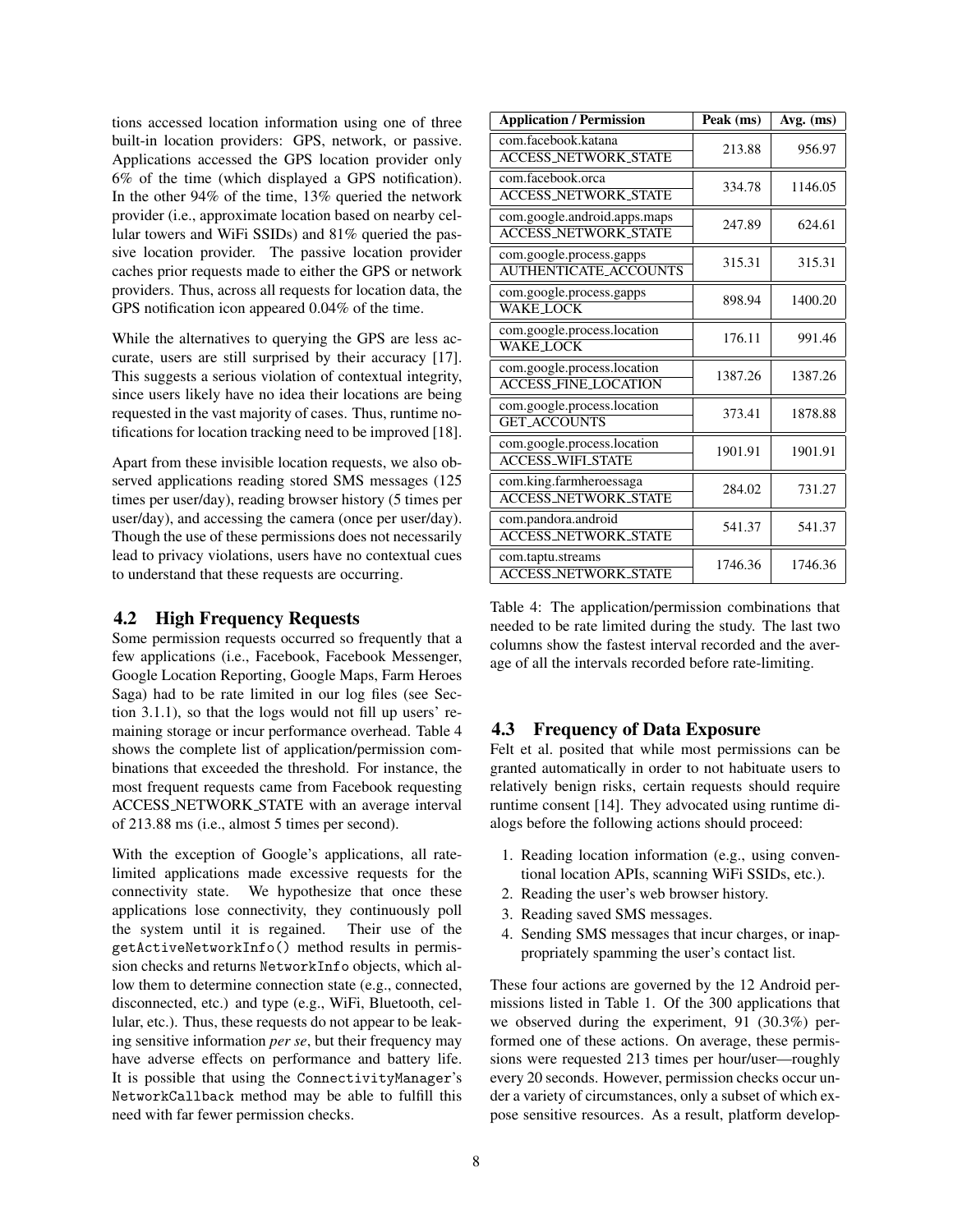tions accessed location information using one of three built-in location providers: GPS, network, or passive. Applications accessed the GPS location provider only 6% of the time (which displayed a GPS notification). In the other 94% of the time, 13% queried the network provider (i.e., approximate location based on nearby cellular towers and WiFi SSIDs) and 81% queried the passive location provider. The passive location provider caches prior requests made to either the GPS or network providers. Thus, across all requests for location data, the GPS notification icon appeared 0.04% of the time.

While the alternatives to querying the GPS are less accurate, users are still surprised by their accuracy [17]. This suggests a serious violation of contextual integrity, since users likely have no idea their locations are being requested in the vast majority of cases. Thus, runtime notifications for location tracking need to be improved [18].

Apart from these invisible location requests, we also observed applications reading stored SMS messages (125 times per user/day), reading browser history (5 times per user/day), and accessing the camera (once per user/day). Though the use of these permissions does not necessarily lead to privacy violations, users have no contextual cues to understand that these requests are occurring.

## 4.2 High Frequency Requests

Some permission requests occurred so frequently that a few applications (i.e., Facebook, Facebook Messenger, Google Location Reporting, Google Maps, Farm Heroes Saga) had to be rate limited in our log files (see Section 3.1.1), so that the logs would not fill up users' remaining storage or incur performance overhead. Table 4 shows the complete list of application/permission combinations that exceeded the threshold. For instance, the most frequent requests came from Facebook requesting ACCESS_NETWORK_STATE with an average interval of 213.88 ms (i.e., almost 5 times per second).

With the exception of Google's applications, all rate-limited applications made excessive requests for the connectivity state. We hypothesize that once these applications lose connectivity, they continuously poll the system until it is regained. Their use of the `getActiveNetworkInfo()` method results in permission checks and returns `NetworkInfo` objects, which allow them to determine connection state (e.g., connected, disconnected, etc.) and type (e.g., WiFi, Bluetooth, cellular, etc.). Thus, these requests do not appear to be leaking sensitive information *per se*, but their frequency may have adverse effects on performance and battery life. It is possible that using the `ConnectivityManager`'s `NetworkCallback` method may be able to fulfill this need with far fewer permission checks.

| Application / Permission | Peak (ms) | Avg. (ms) |
|---|---|---|
| com.facebook.katana<br>ACCESS_NETWORK_STATE | 213.88 | 956.97 |
| com.facebook.orca<br>ACCESS_NETWORK_STATE | 334.78 | 1146.05 |
| com.google.android.apps.maps<br>ACCESS_NETWORK_STATE | 247.89 | 624.61 |
| com.google.process.gapps<br>AUTHENTICATE_ACCOUNTS | 315.31 | 315.31 |
| com.google.process.gapps<br>WAKE_LOCK | 898.94 | 1400.20 |
| com.google.process.location<br>WAKE_LOCK | 176.11 | 991.46 |
| com.google.process.location<br>ACCESS_FINE_LOCATION | 1387.26 | 1387.26 |
| com.google.process.location<br>GET_ACCOUNTS | 373.41 | 1878.88 |
| com.google.process.location<br>ACCESS_WIFI_STATE | 1901.91 | 1901.91 |
| com.king.farmheroessaga<br>ACCESS_NETWORK_STATE | 284.02 | 731.27 |
| com.pandora.android<br>ACCESS_NETWORK_STATE | 541.37 | 541.37 |
| com.taptu.streams<br>ACCESS_NETWORK_STATE | 1746.36 | 1746.36 |

Table 4: The application/permission combinations that needed to be rate limited during the study. The last two columns show the fastest interval recorded and the average of all the intervals recorded before rate-limiting.

## 4.3 Frequency of Data Exposure

Felt et al. posited that while most permissions can be granted automatically in order to not habituate users to relatively benign risks, certain requests should require runtime consent [14]. They advocated using runtime dialogs before the following actions should proceed:

1. Reading location information (e.g., using conventional location APIs, scanning WiFi SSIDs, etc.).
2. Reading the user's web browser history.
3. Reading saved SMS messages.
4. Sending SMS messages that incur charges, or inappropriately spamming the user's contact list.

These four actions are governed by the 12 Android permissions listed in Table 1. Of the 300 applications that we observed during the experiment, 91 (30.3%) performed one of these actions. On average, these permissions were requested 213 times per hour/user—roughly every 20 seconds. However, permission checks occur under a variety of circumstances, only a subset of which expose sensitive resources. As a result, platform develop-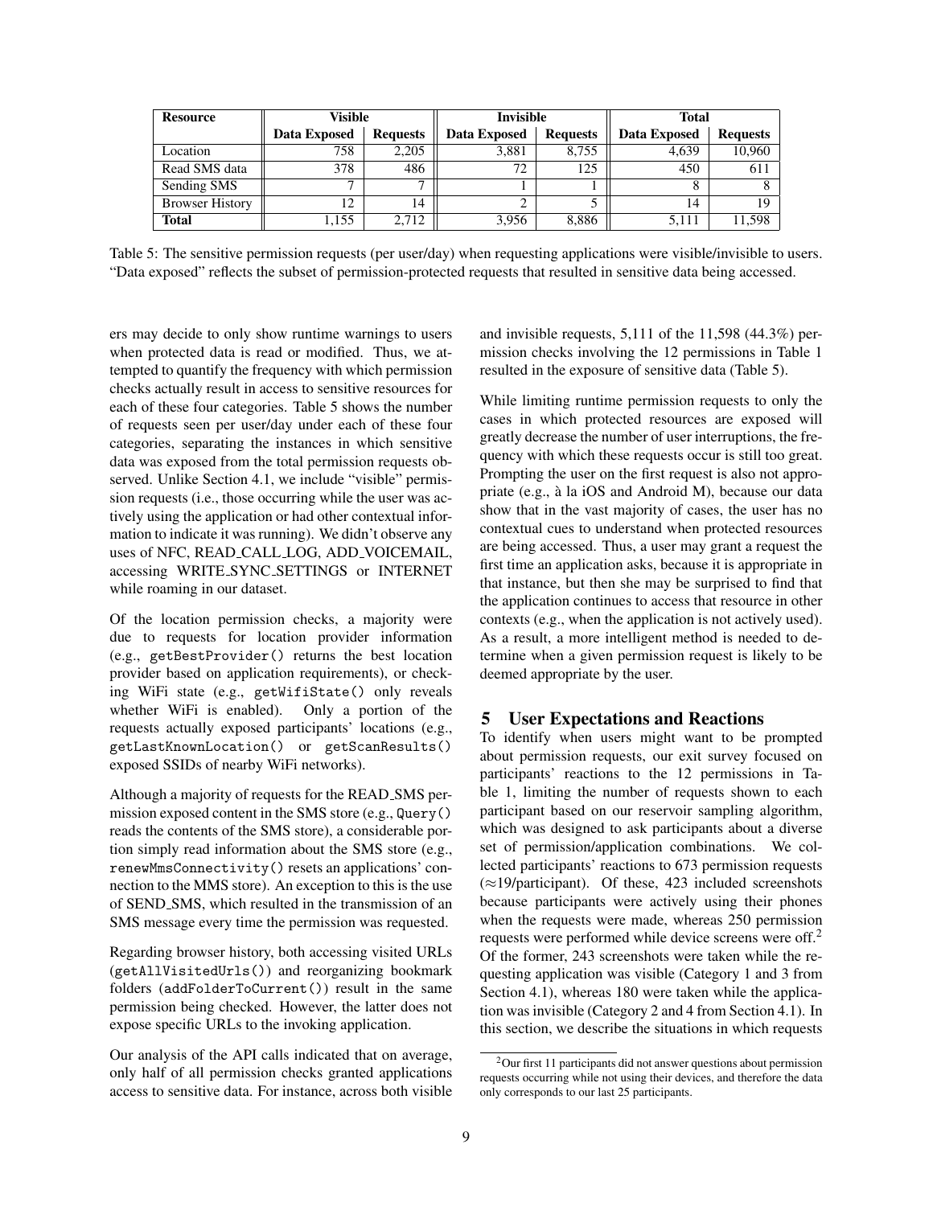| Resource | Visible | | Invisible | | Total | |
|---|---|---|---|---|---|---|
| | **Data Exposed** | **Requests** | **Data Exposed** | **Requests** | **Data Exposed** | **Requests** |
| Location | 758 | 2,205 | 3,881 | 8,755 | 4,639 | 10,960 |
| Read SMS data | 378 | 486 | 72 | 125 | 450 | 611 |
| Sending SMS | 7 | 7 | 1 | 1 | 8 | 8 |
| Browser History | 12 | 14 | 2 | 5 | 14 | 19 |
| **Total** | 1,155 | 2,712 | 3,956 | 8,886 | 5,111 | 11,598 |

Table 5: The sensitive permission requests (per user/day) when requesting applications were visible/invisible to users. "Data exposed" reflects the subset of permission-protected requests that resulted in sensitive data being accessed.

ers may decide to only show runtime warnings to users when protected data is read or modified. Thus, we attempted to quantify the frequency with which permission checks actually result in access to sensitive resources for each of these four categories. Table 5 shows the number of requests seen per user/day under each of these four categories, separating the instances in which sensitive data was exposed from the total permission requests observed. Unlike Section 4.1, we include "visible" permission requests (i.e., those occurring while the user was actively using the application or had other contextual information to indicate it was running). We didn't observe any uses of NFC, READ_CALL_LOG, ADD_VOICEMAIL, accessing WRITE_SYNC_SETTINGS or INTERNET while roaming in our dataset.

Of the location permission checks, a majority were due to requests for location provider information (e.g., `getBestProvider()` returns the best location provider based on application requirements), or checking WiFi state (e.g., `getWifiState()` only reveals whether WiFi is enabled). Only a portion of the requests actually exposed participants' locations (e.g., `getLastKnownLocation()` or `getScanResults()` exposed SSIDs of nearby WiFi networks).

Although a majority of requests for the READ_SMS permission exposed content in the SMS store (e.g., `Query()` reads the contents of the SMS store), a considerable portion simply read information about the SMS store (e.g., `renewMmsConnectivity()` resets an applications' connection to the MMS store). An exception to this is the use of SEND_SMS, which resulted in the transmission of an SMS message every time the permission was requested.

Regarding browser history, both accessing visited URLs (`getAllVisitedUrls()`) and reorganizing bookmark folders (`addFolderToCurrent()`) result in the same permission being checked. However, the latter does not expose specific URLs to the invoking application.

Our analysis of the API calls indicated that on average, only half of all permission checks granted applications access to sensitive data. For instance, across both visible and invisible requests, 5,111 of the 11,598 (44.3%) permission checks involving the 12 permissions in Table 1 resulted in the exposure of sensitive data (Table 5).

While limiting runtime permission requests to only the cases in which protected resources are exposed will greatly decrease the number of user interruptions, the frequency with which these requests occur is still too great. Prompting the user on the first request is also not appropriate (e.g., à la iOS and Android M), because our data show that in the vast majority of cases, the user has no contextual cues to understand when protected resources are being accessed. Thus, a user may grant a request the first time an application asks, because it is appropriate in that instance, but then she may be surprised to find that the application continues to access that resource in other contexts (e.g., when the application is not actively used). As a result, a more intelligent method is needed to determine when a given permission request is likely to be deemed appropriate by the user.

## 5 User Expectations and Reactions

To identify when users might want to be prompted about permission requests, our exit survey focused on participants' reactions to the 12 permissions in Table 1, limiting the number of requests shown to each participant based on our reservoir sampling algorithm, which was designed to ask participants about a diverse set of permission/application combinations. We collected participants' reactions to 673 permission requests ($\approx$19/participant). Of these, 423 included screenshots because participants were actively using their phones when the requests were made, whereas 250 permission requests were performed while device screens were off.[2] Of the former, 243 screenshots were taken while the requesting application was visible (Category 1 and 3 from Section 4.1), whereas 180 were taken while the application was invisible (Category 2 and 4 from Section 4.1). In this section, we describe the situations in which requests

[2] Our first 11 participants did not answer questions about permission requests occurring while not using their devices, and therefore the data only corresponds to our last 25 participants.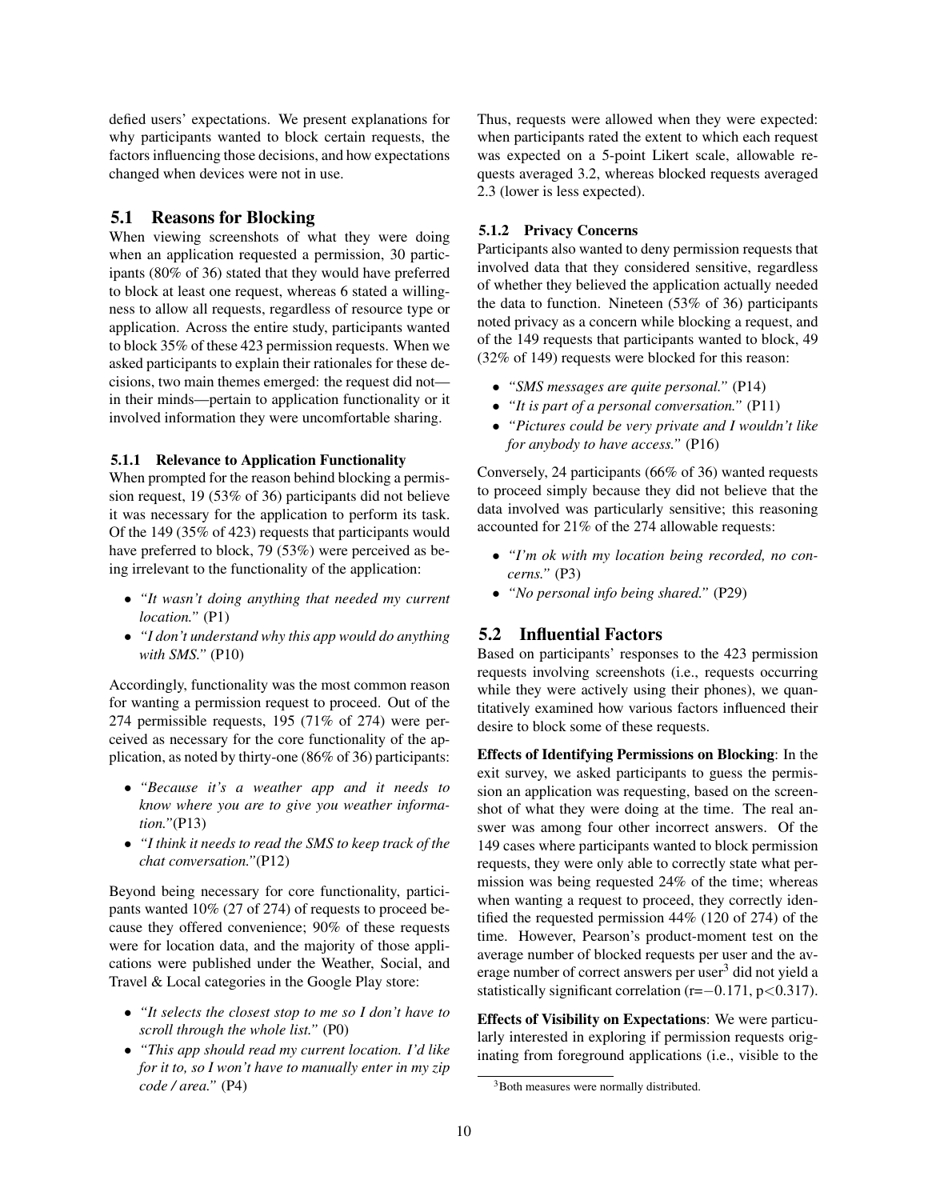defied users' expectations. We present explanations for why participants wanted to block certain requests, the factors influencing those decisions, and how expectations changed when devices were not in use.

## 5.1 Reasons for Blocking

When viewing screenshots of what they were doing when an application requested a permission, 30 participants (80% of 36) stated that they would have preferred to block at least one request, whereas 6 stated a willingness to allow all requests, regardless of resource type or application. Across the entire study, participants wanted to block 35% of these 423 permission requests. When we asked participants to explain their rationales for these decisions, two main themes emerged: the request did not—in their minds—pertain to application functionality or it involved information they were uncomfortable sharing.

### 5.1.1 Relevance to Application Functionality

When prompted for the reason behind blocking a permission request, 19 (53% of 36) participants did not believe it was necessary for the application to perform its task. Of the 149 (35% of 423) requests that participants would have preferred to block, 79 (53%) were perceived as being irrelevant to the functionality of the application:

- *"It wasn't doing anything that needed my current location."* (P1)
- *"I don't understand why this app would do anything with SMS."* (P10)

Accordingly, functionality was the most common reason for wanting a permission request to proceed. Out of the 274 permissible requests, 195 (71% of 274) were perceived as necessary for the core functionality of the application, as noted by thirty-one (86% of 36) participants:

- *"Because it's a weather app and it needs to know where you are to give you weather information."*(P13)
- *"I think it needs to read the SMS to keep track of the chat conversation."*(P12)

Beyond being necessary for core functionality, participants wanted 10% (27 of 274) of requests to proceed because they offered convenience; 90% of these requests were for location data, and the majority of those applications were published under the Weather, Social, and Travel & Local categories in the Google Play store:

- *"It selects the closest stop to me so I don't have to scroll through the whole list."* (P0)
- *"This app should read my current location. I'd like for it to, so I won't have to manually enter in my zip code / area."* (P4)

Thus, requests were allowed when they were expected: when participants rated the extent to which each request was expected on a 5-point Likert scale, allowable requests averaged 3.2, whereas blocked requests averaged 2.3 (lower is less expected).

### 5.1.2 Privacy Concerns

Participants also wanted to deny permission requests that involved data that they considered sensitive, regardless of whether they believed the application actually needed the data to function. Nineteen (53% of 36) participants noted privacy as a concern while blocking a request, and of the 149 requests that participants wanted to block, 49 (32% of 149) requests were blocked for this reason:

- *"SMS messages are quite personal."* (P14)
- *"It is part of a personal conversation."* (P11)
- *"Pictures could be very private and I wouldn't like for anybody to have access."* (P16)

Conversely, 24 participants (66% of 36) wanted requests to proceed simply because they did not believe that the data involved was particularly sensitive; this reasoning accounted for 21% of the 274 allowable requests:

- *"I'm ok with my location being recorded, no concerns."* (P3)
- *"No personal info being shared."* (P29)

## 5.2 Influential Factors

Based on participants' responses to the 423 permission requests involving screenshots (i.e., requests occurring while they were actively using their phones), we quantitatively examined how various factors influenced their desire to block some of these requests.

**Effects of Identifying Permissions on Blocking**: In the exit survey, we asked participants to guess the permission an application was requesting, based on the screenshot of what they were doing at the time. The real answer was among four other incorrect answers. Of the 149 cases where participants wanted to block permission requests, they were only able to correctly state what permission was being requested 24% of the time; whereas when wanting a request to proceed, they correctly identified the requested permission 44% (120 of 274) of the time. However, Pearson's product-moment test on the average number of blocked requests per user and the average number of correct answers per user[3] did not yield a statistically significant correlation ($r=-0.171$, $p<0.317$).

**Effects of Visibility on Expectations**: We were particularly interested in exploring if permission requests originating from foreground applications (i.e., visible to the

[3] Both measures were normally distributed.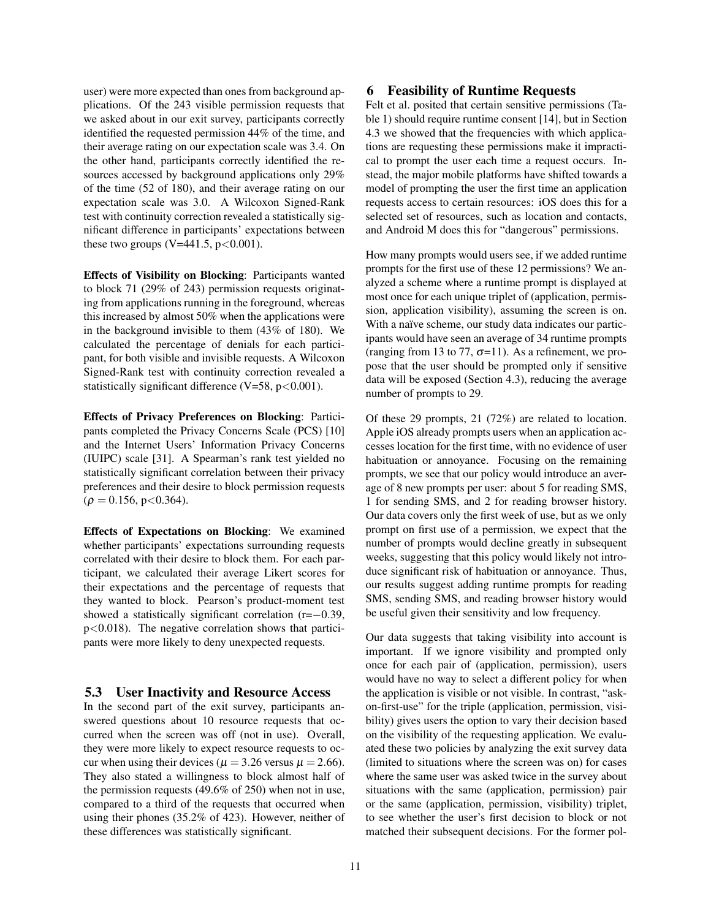user) were more expected than ones from background applications. Of the 243 visible permission requests that we asked about in our exit survey, participants correctly identified the requested permission 44% of the time, and their average rating on our expectation scale was 3.4. On the other hand, participants correctly identified the resources accessed by background applications only 29% of the time (52 of 180), and their average rating on our expectation scale was 3.0. A Wilcoxon Signed-Rank test with continuity correction revealed a statistically significant difference in participants' expectations between these two groups (V=441.5, $p<0.001$).

**Effects of Visibility on Blocking**: Participants wanted to block 71 (29% of 243) permission requests originating from applications running in the foreground, whereas this increased by almost 50% when the applications were in the background invisible to them (43% of 180). We calculated the percentage of denials for each participant, for both visible and invisible requests. A Wilcoxon Signed-Rank test with continuity correction revealed a statistically significant difference (V=58, $p<0.001$).

**Effects of Privacy Preferences on Blocking**: Participants completed the Privacy Concerns Scale (PCS) [10] and the Internet Users' Information Privacy Concerns (IUIPC) scale [31]. A Spearman's rank test yielded no statistically significant correlation between their privacy preferences and their desire to block permission requests ($\rho = 0.156$, $p<0.364$).

**Effects of Expectations on Blocking**: We examined whether participants' expectations surrounding requests correlated with their desire to block them. For each participant, we calculated their average Likert scores for their expectations and the percentage of requests that they wanted to block. Pearson's product-moment test showed a statistically significant correlation ($r=-0.39$, $p<0.018$). The negative correlation shows that participants were more likely to deny unexpected requests.

## 5.3 User Inactivity and Resource Access

In the second part of the exit survey, participants answered questions about 10 resource requests that occurred when the screen was off (not in use). Overall, they were more likely to expect resource requests to occur when using their devices ($\mu = 3.26$ versus $\mu = 2.66$). They also stated a willingness to block almost half of the permission requests (49.6% of 250) when not in use, compared to a third of the requests that occurred when using their phones (35.2% of 423). However, neither of these differences was statistically significant.

# 6 Feasibility of Runtime Requests

Felt et al. posited that certain sensitive permissions (Table 1) should require runtime consent [14], but in Section 4.3 we showed that the frequencies with which applications are requesting these permissions make it impractical to prompt the user each time a request occurs. Instead, the major mobile platforms have shifted towards a model of prompting the user the first time an application requests access to certain resources: iOS does this for a selected set of resources, such as location and contacts, and Android M does this for "dangerous" permissions.

How many prompts would users see, if we added runtime prompts for the first use of these 12 permissions? We analyzed a scheme where a runtime prompt is displayed at most once for each unique triplet of (application, permission, application visibility), assuming the screen is on. With a naïve scheme, our study data indicates our participants would have seen an average of 34 runtime prompts (ranging from 13 to 77, $\sigma$=11). As a refinement, we propose that the user should be prompted only if sensitive data will be exposed (Section 4.3), reducing the average number of prompts to 29.

Of these 29 prompts, 21 (72%) are related to location. Apple iOS already prompts users when an application accesses location for the first time, with no evidence of user habituation or annoyance. Focusing on the remaining prompts, we see that our policy would introduce an average of 8 new prompts per user: about 5 for reading SMS, 1 for sending SMS, and 2 for reading browser history. Our data covers only the first week of use, but as we only prompt on first use of a permission, we expect that the number of prompts would decline greatly in subsequent weeks, suggesting that this policy would likely not introduce significant risk of habituation or annoyance. Thus, our results suggest adding runtime prompts for reading SMS, sending SMS, and reading browser history would be useful given their sensitivity and low frequency.

Our data suggests that taking visibility into account is important. If we ignore visibility and prompted only once for each pair of (application, permission), users would have no way to select a different policy for when the application is visible or not visible. In contrast, "ask-on-first-use" for the triple (application, permission, visibility) gives users the option to vary their decision based on the visibility of the requesting application. We evaluated these two policies by analyzing the exit survey data (limited to situations where the screen was on) for cases where the same user was asked twice in the survey about situations with the same (application, permission) pair or the same (application, permission, visibility) triplet, to see whether the user's first decision to block or not matched their subsequent decisions. For the former pol-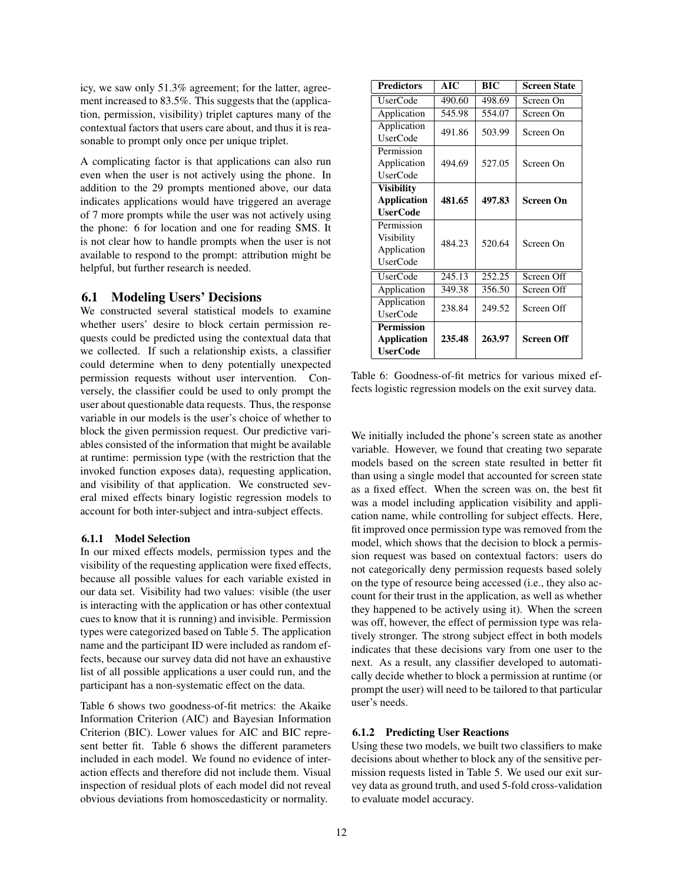icy, we saw only 51.3% agreement; for the latter, agreement increased to 83.5%. This suggests that the (application, permission, visibility) triplet captures many of the contextual factors that users care about, and thus it is reasonable to prompt only once per unique triplet.

A complicating factor is that applications can also run even when the user is not actively using the phone. In addition to the 29 prompts mentioned above, our data indicates applications would have triggered an average of 7 more prompts while the user was not actively using the phone: 6 for location and one for reading SMS. It is not clear how to handle prompts when the user is not available to respond to the prompt: attribution might be helpful, but further research is needed.

## 6.1 Modeling Users' Decisions

We constructed several statistical models to examine whether users' desire to block certain permission requests could be predicted using the contextual data that we collected. If such a relationship exists, a classifier could determine when to deny potentially unexpected permission requests without user intervention. Conversely, the classifier could be used to only prompt the user about questionable data requests. Thus, the response variable in our models is the user's choice of whether to block the given permission request. Our predictive variables consisted of the information that might be available at runtime: permission type (with the restriction that the invoked function exposes data), requesting application, and visibility of that application. We constructed several mixed effects binary logistic regression models to account for both inter-subject and intra-subject effects.

### 6.1.1 Model Selection

In our mixed effects models, permission types and the visibility of the requesting application were fixed effects, because all possible values for each variable existed in our data set. Visibility had two values: visible (the user is interacting with the application or has other contextual cues to know that it is running) and invisible. Permission types were categorized based on Table 5. The application name and the participant ID were included as random effects, because our survey data did not have an exhaustive list of all possible applications a user could run, and the participant has a non-systematic effect on the data.

Table 6 shows two goodness-of-fit metrics: the Akaike Information Criterion (AIC) and Bayesian Information Criterion (BIC). Lower values for AIC and BIC represent better fit. Table 6 shows the different parameters included in each model. We found no evidence of interaction effects and therefore did not include them. Visual inspection of residual plots of each model did not reveal obvious deviations from homoscedasticity or normality.

| Predictors | AIC | BIC | Screen State |
|---|---|---|---|
| UserCode | 490.60 | 498.69 | Screen On |
| Application | 545.98 | 554.07 | Screen On |
| Application UserCode | 491.86 | 503.99 | Screen On |
| Permission Application UserCode | 494.69 | 527.05 | Screen On |
| **Visibility Application UserCode** | **481.65** | **497.83** | **Screen On** |
| Permission Visibility Application UserCode | 484.23 | 520.64 | Screen On |
| UserCode | 245.13 | 252.25 | Screen Off |
| Application | 349.38 | 356.50 | Screen Off |
| Application UserCode | 238.84 | 249.52 | Screen Off |
| **Permission Application UserCode** | **235.48** | **263.97** | **Screen Off** |

Table 6: Goodness-of-fit metrics for various mixed effects logistic regression models on the exit survey data.

We initially included the phone's screen state as another variable. However, we found that creating two separate models based on the screen state resulted in better fit than using a single model that accounted for screen state as a fixed effect. When the screen was on, the best fit was a model including application visibility and application name, while controlling for subject effects. Here, fit improved once permission type was removed from the model, which shows that the decision to block a permission request was based on contextual factors: users do not categorically deny permission requests based solely on the type of resource being accessed (i.e., they also account for their trust in the application, as well as whether they happened to be actively using it). When the screen was off, however, the effect of permission type was relatively stronger. The strong subject effect in both models indicates that these decisions vary from one user to the next. As a result, any classifier developed to automatically decide whether to block a permission at runtime (or prompt the user) will need to be tailored to that particular user's needs.

### 6.1.2 Predicting User Reactions

Using these two models, we built two classifiers to make decisions about whether to block any of the sensitive permission requests listed in Table 5. We used our exit survey data as ground truth, and used 5-fold cross-validation to evaluate model accuracy.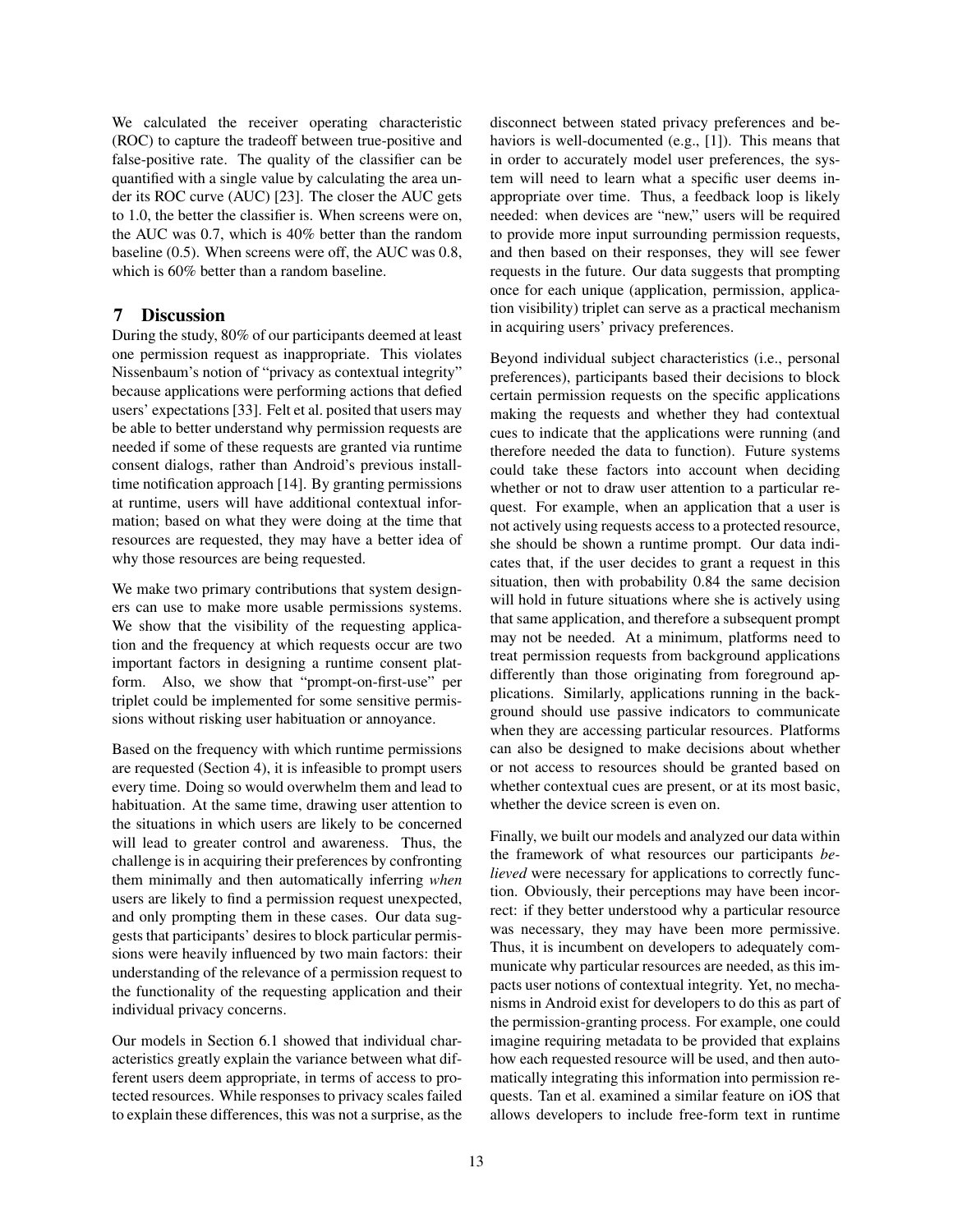We calculated the receiver operating characteristic (ROC) to capture the tradeoff between true-positive and false-positive rate. The quality of the classifier can be quantified with a single value by calculating the area under its ROC curve (AUC) [23]. The closer the AUC gets to 1.0, the better the classifier is. When screens were on, the AUC was 0.7, which is 40% better than the random baseline (0.5). When screens were off, the AUC was 0.8, which is 60% better than a random baseline.

## 7 Discussion

During the study, 80% of our participants deemed at least one permission request as inappropriate. This violates Nissenbaum's notion of "privacy as contextual integrity" because applications were performing actions that defied users' expectations [33]. Felt et al. posited that users may be able to better understand why permission requests are needed if some of these requests are granted via runtime consent dialogs, rather than Android's previous install-time notification approach [14]. By granting permissions at runtime, users will have additional contextual information; based on what they were doing at the time that resources are requested, they may have a better idea of why those resources are being requested.

We make two primary contributions that system designers can use to make more usable permissions systems. We show that the visibility of the requesting application and the frequency at which requests occur are two important factors in designing a runtime consent platform. Also, we show that "prompt-on-first-use" per triplet could be implemented for some sensitive permissions without risking user habituation or annoyance.

Based on the frequency with which runtime permissions are requested (Section 4), it is infeasible to prompt users every time. Doing so would overwhelm them and lead to habituation. At the same time, drawing user attention to the situations in which users are likely to be concerned will lead to greater control and awareness. Thus, the challenge is in acquiring their preferences by confronting them minimally and then automatically inferring *when* users are likely to find a permission request unexpected, and only prompting them in these cases. Our data suggests that participants' desires to block particular permissions were heavily influenced by two main factors: their understanding of the relevance of a permission request to the functionality of the requesting application and their individual privacy concerns.

Our models in Section 6.1 showed that individual characteristics greatly explain the variance between what different users deem appropriate, in terms of access to protected resources. While responses to privacy scales failed to explain these differences, this was not a surprise, as the disconnect between stated privacy preferences and behaviors is well-documented (e.g., [1]). This means that in order to accurately model user preferences, the system will need to learn what a specific user deems inappropriate over time. Thus, a feedback loop is likely needed: when devices are "new," users will be required to provide more input surrounding permission requests, and then based on their responses, they will see fewer requests in the future. Our data suggests that prompting once for each unique (application, permission, application visibility) triplet can serve as a practical mechanism in acquiring users' privacy preferences.

Beyond individual subject characteristics (i.e., personal preferences), participants based their decisions to block certain permission requests on the specific applications making the requests and whether they had contextual cues to indicate that the applications were running (and therefore needed the data to function). Future systems could take these factors into account when deciding whether or not to draw user attention to a particular request. For example, when an application that a user is not actively using requests access to a protected resource, she should be shown a runtime prompt. Our data indicates that, if the user decides to grant a request in this situation, then with probability 0.84 the same decision will hold in future situations where she is actively using that same application, and therefore a subsequent prompt may not be needed. At a minimum, platforms need to treat permission requests from background applications differently than those originating from foreground applications. Similarly, applications running in the background should use passive indicators to communicate when they are accessing particular resources. Platforms can also be designed to make decisions about whether or not access to resources should be granted based on whether contextual cues are present, or at its most basic, whether the device screen is even on.

Finally, we built our models and analyzed our data within the framework of what resources our participants *believed* were necessary for applications to correctly function. Obviously, their perceptions may have been incorrect: if they better understood why a particular resource was necessary, they may have been more permissive. Thus, it is incumbent on developers to adequately communicate why particular resources are needed, as this impacts user notions of contextual integrity. Yet, no mechanisms in Android exist for developers to do this as part of the permission-granting process. For example, one could imagine requiring metadata to be provided that explains how each requested resource will be used, and then automatically integrating this information into permission requests. Tan et al. examined a similar feature on iOS that allows developers to include free-form text in runtime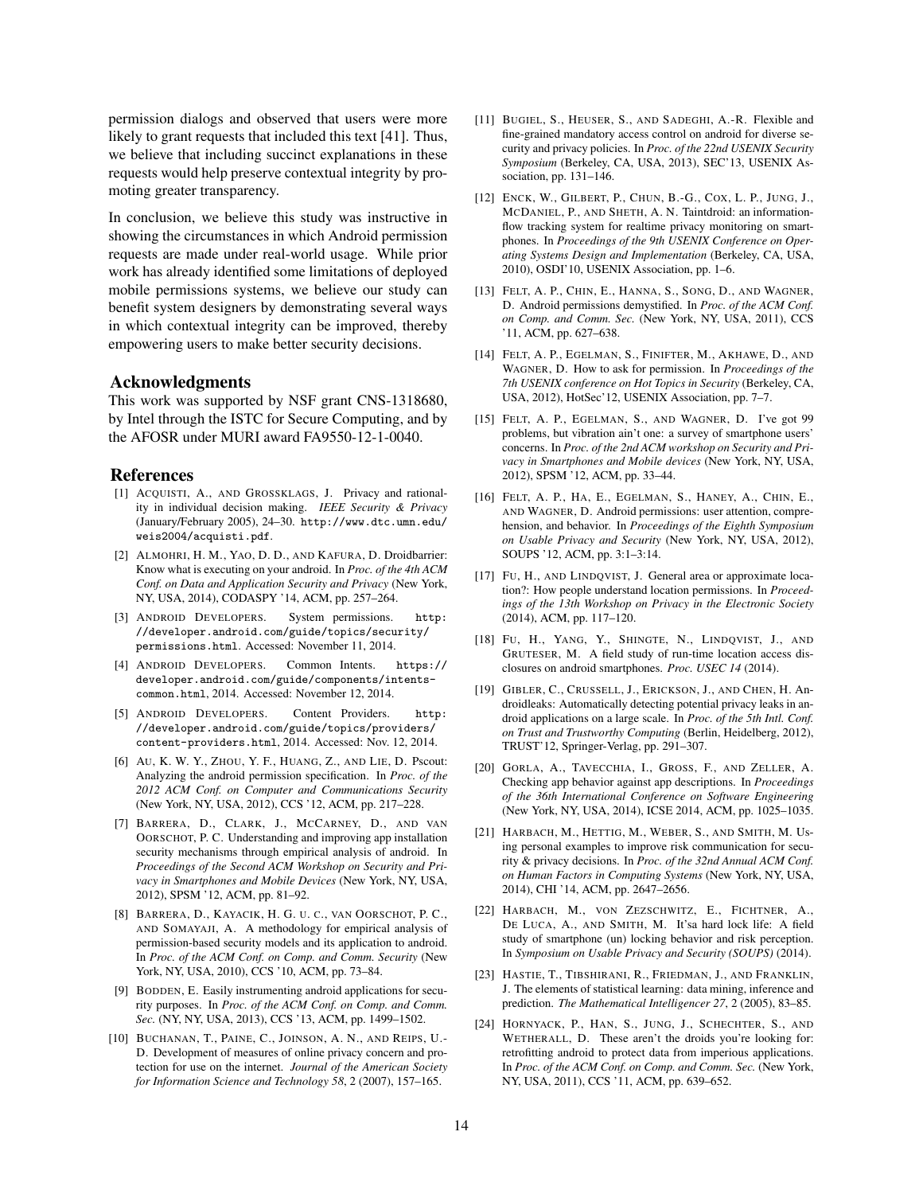permission dialogs and observed that users were more likely to grant requests that included this text [41]. Thus, we believe that including succinct explanations in these requests would help preserve contextual integrity by promoting greater transparency.

In conclusion, we believe this study was instructive in showing the circumstances in which Android permission requests are made under real-world usage. While prior work has already identified some limitations of deployed mobile permissions systems, we believe our study can benefit system designers by demonstrating several ways in which contextual integrity can be improved, thereby empowering users to make better security decisions.

## Acknowledgments

This work was supported by NSF grant CNS-1318680, by Intel through the ISTC for Secure Computing, and by the AFOSR under MURI award FA9550-12-1-0040.

## References

[1] ACQUISTI, A., AND GROSSKLAGS, J. Privacy and rationality in individual decision making. *IEEE Security & Privacy* (January/February 2005), 24–30. http://www.dtc.umn.edu/weis2004/acquisti.pdf.

[2] ALMOHRI, H. M., YAO, D. D., AND KAFURA, D. Droidbarrier: Know what is executing on your android. In *Proc. of the 4th ACM Conf. on Data and Application Security and Privacy* (New York, NY, USA, 2014), CODASPY '14, ACM, pp. 257–264.

[3] ANDROID DEVELOPERS. System permissions. http://developer.android.com/guide/topics/security/permissions.html. Accessed: November 11, 2014.

[4] ANDROID DEVELOPERS. Common Intents. https://developer.android.com/guide/components/intents-common.html, 2014. Accessed: November 12, 2014.

[5] ANDROID DEVELOPERS. Content Providers. http://developer.android.com/guide/topics/providers/content-providers.html, 2014. Accessed: Nov. 12, 2014.

[6] AU, K. W. Y., ZHOU, Y. F., HUANG, Z., AND LIE, D. Pscout: Analyzing the android permission specification. In *Proc. of the 2012 ACM Conf. on Computer and Communications Security* (New York, NY, USA, 2012), CCS '12, ACM, pp. 217–228.

[7] BARRERA, D., CLARK, J., MCCARNEY, D., AND VAN OORSCHOT, P. C. Understanding and improving app installation security mechanisms through empirical analysis of android. In *Proceedings of the Second ACM Workshop on Security and Privacy in Smartphones and Mobile Devices* (New York, NY, USA, 2012), SPSM '12, ACM, pp. 81–92.

[8] BARRERA, D., KAYACIK, H. G. U. C., VAN OORSCHOT, P. C., AND SOMAYAJI, A. A methodology for empirical analysis of permission-based security models and its application to android. In *Proc. of the ACM Conf. on Comp. and Comm. Security* (New York, NY, USA, 2010), CCS '10, ACM, pp. 73–84.

[9] BODDEN, E. Easily instrumenting android applications for security purposes. In *Proc. of the ACM Conf. on Comp. and Comm. Sec.* (NY, NY, USA, 2013), CCS '13, ACM, pp. 1499–1502.

[10] BUCHANAN, T., PAINE, C., JOINSON, A. N., AND REIPS, U.-D. Development of measures of online privacy concern and protection for use on the internet. *Journal of the American Society for Information Science and Technology 58*, 2 (2007), 157–165.

[11] BUGIEL, S., HEUSER, S., AND SADEGHI, A.-R. Flexible and fine-grained mandatory access control on android for diverse security and privacy policies. In *Proc. of the 22nd USENIX Security Symposium* (Berkeley, CA, USA, 2013), SEC'13, USENIX Association, pp. 131–146.

[12] ENCK, W., GILBERT, P., CHUN, B.-G., COX, L. P., JUNG, J., MCDANIEL, P., AND SHETH, A. N. Taintdroid: an information-flow tracking system for realtime privacy monitoring on smartphones. In *Proceedings of the 9th USENIX Conference on Operating Systems Design and Implementation* (Berkeley, CA, USA, 2010), OSDI'10, USENIX Association, pp. 1–6.

[13] FELT, A. P., CHIN, E., HANNA, S., SONG, D., AND WAGNER, D. Android permissions demystified. In *Proc. of the ACM Conf. on Comp. and Comm. Sec.* (New York, NY, USA, 2011), CCS '11, ACM, pp. 627–638.

[14] FELT, A. P., EGELMAN, S., FINIFTER, M., AKHAWE, D., AND WAGNER, D. How to ask for permission. In *Proceedings of the 7th USENIX conference on Hot Topics in Security* (Berkeley, CA, USA, 2012), HotSec'12, USENIX Association, pp. 7–7.

[15] FELT, A. P., EGELMAN, S., AND WAGNER, D. I've got 99 problems, but vibration ain't one: a survey of smartphone users' concerns. In *Proc. of the 2nd ACM workshop on Security and Privacy in Smartphones and Mobile devices* (New York, NY, USA, 2012), SPSM '12, ACM, pp. 33–44.

[16] FELT, A. P., HA, E., EGELMAN, S., HANEY, A., CHIN, E., AND WAGNER, D. Android permissions: user attention, comprehension, and behavior. In *Proceedings of the Eighth Symposium on Usable Privacy and Security* (New York, NY, USA, 2012), SOUPS '12, ACM, pp. 3:1–3:14.

[17] FU, H., AND LINDQVIST, J. General area or approximate location?: How people understand location permissions. In *Proceedings of the 13th Workshop on Privacy in the Electronic Society* (2014), ACM, pp. 117–120.

[18] FU, H., YANG, Y., SHINGTE, N., LINDQVIST, J., AND GRUTESER, M. A field study of run-time location access disclosures on android smartphones. *Proc. USEC 14* (2014).

[19] GIBLER, C., CRUSSELL, J., ERICKSON, J., AND CHEN, H. Androidleaks: Automatically detecting potential privacy leaks in android applications on a large scale. In *Proc. of the 5th Intl. Conf. on Trust and Trustworthy Computing* (Berlin, Heidelberg, 2012), TRUST'12, Springer-Verlag, pp. 291–307.

[20] GORLA, A., TAVECCHIA, I., GROSS, F., AND ZELLER, A. Checking app behavior against app descriptions. In *Proceedings of the 36th International Conference on Software Engineering* (New York, NY, USA, 2014), ICSE 2014, ACM, pp. 1025–1035.

[21] HARBACH, M., HETTIG, M., WEBER, S., AND SMITH, M. Using personal examples to improve risk communication for security & privacy decisions. In *Proc. of the 32nd Annual ACM Conf. on Human Factors in Computing Systems* (New York, NY, USA, 2014), CHI '14, ACM, pp. 2647–2656.

[22] HARBACH, M., VON ZEZSCHWITZ, E., FICHTNER, A., DE LUCA, A., AND SMITH, M. It'sa hard lock life: A field study of smartphone (un) locking behavior and risk perception. In *Symposium on Usable Privacy and Security (SOUPS)* (2014).

[23] HASTIE, T., TIBSHIRANI, R., FRIEDMAN, J., AND FRANKLIN, J. The elements of statistical learning: data mining, inference and prediction. *The Mathematical Intelligencer 27*, 2 (2005), 83–85.

[24] HORNYACK, P., HAN, S., JUNG, J., SCHECHTER, S., AND WETHERALL, D. These aren't the droids you're looking for: retrofitting android to protect data from imperious applications. In *Proc. of the ACM Conf. on Comp. and Comm. Sec.* (New York, NY, USA, 2011), CCS '11, ACM, pp. 639–652.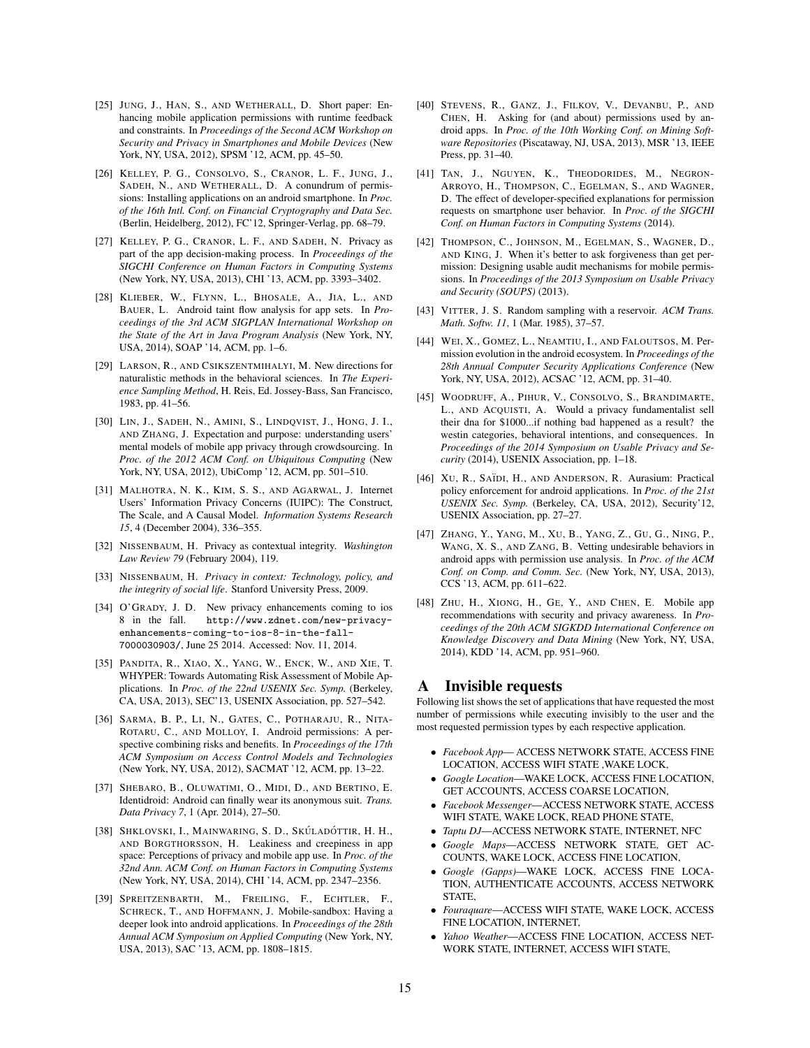[25] Jung, J., Han, S., and Wetherall, D. Short paper: Enhancing mobile application permissions with runtime feedback and constraints. In *Proceedings of the Second ACM Workshop on Security and Privacy in Smartphones and Mobile Devices* (New York, NY, USA, 2012), SPSM '12, ACM, pp. 45–50.

[26] Kelley, P. G., Consolvo, S., Cranor, L. F., Jung, J., Sadeh, N., and Wetherall, D. A conundrum of permissions: Installing applications on an android smartphone. In *Proc. of the 16th Intl. Conf. on Financial Cryptography and Data Sec.* (Berlin, Heidelberg, 2012), FC'12, Springer-Verlag, pp. 68–79.

[27] Kelley, P. G., Cranor, L. F., and Sadeh, N. Privacy as part of the app decision-making process. In *Proceedings of the SIGCHI Conference on Human Factors in Computing Systems* (New York, NY, USA, 2013), CHI '13, ACM, pp. 3393–3402.

[28] Klieber, W., Flynn, L., Bhosale, A., Jia, L., and Bauer, L. Android taint flow analysis for app sets. In *Proceedings of the 3rd ACM SIGPLAN International Workshop on the State of the Art in Java Program Analysis* (New York, NY, USA, 2014), SOAP '14, ACM, pp. 1–6.

[29] Larson, R., and Csikszentmihalyi, M. New directions for naturalistic methods in the behavioral sciences. In *The Experience Sampling Method*, H. Reis, Ed. Jossey-Bass, San Francisco, 1983, pp. 41–56.

[30] Lin, J., Sadeh, N., Amini, S., Lindqvist, J., Hong, J. I., and Zhang, J. Expectation and purpose: understanding users' mental models of mobile app privacy through crowdsourcing. In *Proc. of the 2012 ACM Conf. on Ubiquitous Computing* (New York, NY, USA, 2012), UbiComp '12, ACM, pp. 501–510.

[31] Malhotra, N. K., Kim, S. S., and Agarwal, J. Internet Users' Information Privacy Concerns (IUIPC): The Construct, The Scale, and A Causal Model. *Information Systems Research 15*, 4 (December 2004), 336–355.

[32] Nissenbaum, H. Privacy as contextual integrity. *Washington Law Review 79* (February 2004), 119.

[33] Nissenbaum, H. *Privacy in context: Technology, policy, and the integrity of social life*. Stanford University Press, 2009.

[34] O'Grady, J. D. New privacy enhancements coming to ios 8 in the fall. `http://www.zdnet.com/new-privacy-enhancements-coming-to-ios-8-in-the-fall-7000030903/`, June 25 2014. Accessed: Nov. 11, 2014.

[35] Pandita, R., Xiao, X., Yang, W., Enck, W., and Xie, T. WHYPER: Towards Automating Risk Assessment of Mobile Applications. In *Proc. of the 22nd USENIX Sec. Symp.* (Berkeley, CA, USA, 2013), SEC'13, USENIX Association, pp. 527–542.

[36] Sarma, B. P., Li, N., Gates, C., Potharaju, R., Nita-Rotaru, C., and Molloy, I. Android permissions: A perspective combining risks and benefits. In *Proceedings of the 17th ACM Symposium on Access Control Models and Technologies* (New York, NY, USA, 2012), SACMAT '12, ACM, pp. 13–22.

[37] Shebaro, B., Oluwatimi, O., Midi, D., and Bertino, E. Identidroid: Android can finally wear its anonymous suit. *Trans. Data Privacy 7*, 1 (Apr. 2014), 27–50.

[38] Shklovski, I., Mainwaring, S. D., Skúladóttir, H. H., and Borgthorsson, H. Leakiness and creepiness in app space: Perceptions of privacy and mobile app use. In *Proc. of the 32nd Ann. ACM Conf. on Human Factors in Computing Systems* (New York, NY, USA, 2014), CHI '14, ACM, pp. 2347–2356.

[39] Spreitzenbarth, M., Freiling, F., Echtler, F., Schreck, T., and Hoffmann, J. Mobile-sandbox: Having a deeper look into android applications. In *Proceedings of the 28th Annual ACM Symposium on Applied Computing* (New York, NY, USA, 2013), SAC '13, ACM, pp. 1808–1815.

[40] Stevens, R., Ganz, J., Filkov, V., Devanbu, P., and Chen, H. Asking for (and about) permissions used by android apps. In *Proc. of the 10th Working Conf. on Mining Software Repositories* (Piscataway, NJ, USA, 2013), MSR '13, IEEE Press, pp. 31–40.

[41] Tan, J., Nguyen, K., Theodorides, M., Negron-Arroyo, H., Thompson, C., Egelman, S., and Wagner, D. The effect of developer-specified explanations for permission requests on smartphone user behavior. In *Proc. of the SIGCHI Conf. on Human Factors in Computing Systems* (2014).

[42] Thompson, C., Johnson, M., Egelman, S., Wagner, D., and King, J. When it's better to ask forgiveness than get permission: Designing usable audit mechanisms for mobile permissions. In *Proceedings of the 2013 Symposium on Usable Privacy and Security (SOUPS)* (2013).

[43] Vitter, J. S. Random sampling with a reservoir. *ACM Trans. Math. Softw. 11*, 1 (Mar. 1985), 37–57.

[44] Wei, X., Gomez, L., Neamtiu, I., and Faloutsos, M. Permission evolution in the android ecosystem. In *Proceedings of the 28th Annual Computer Security Applications Conference* (New York, NY, USA, 2012), ACSAC '12, ACM, pp. 31–40.

[45] Woodruff, A., Pihur, V., Consolvo, S., Brandimarte, L., and Acquisti, A. Would a privacy fundamentalist sell their dna for $1000...if nothing bad happened as a result? the westin categories, behavioral intentions, and consequences. In *Proceedings of the 2014 Symposium on Usable Privacy and Security* (2014), USENIX Association, pp. 1–18.

[46] Xu, R., Saïdi, H., and Anderson, R. Aurasium: Practical policy enforcement for android applications. In *Proc. of the 21st USENIX Sec. Symp.* (Berkeley, CA, USA, 2012), Security'12, USENIX Association, pp. 27–27.

[47] Zhang, Y., Yang, M., Xu, B., Yang, Z., Gu, G., Ning, P., Wang, X. S., and Zang, B. Vetting undesirable behaviors in android apps with permission use analysis. In *Proc. of the ACM Conf. on Comp. and Comm. Sec.* (New York, NY, USA, 2013), CCS '13, ACM, pp. 611–622.

[48] Zhu, H., Xiong, H., Ge, Y., and Chen, E. Mobile app recommendations with security and privacy awareness. In *Proceedings of the 20th ACM SIGKDD International Conference on Knowledge Discovery and Data Mining* (New York, NY, USA, 2014), KDD '14, ACM, pp. 951–960.

# A Invisible requests

Following list shows the set of applications that have requested the most number of permissions while executing invisibly to the user and the most requested permission types by each respective application.

- *Facebook App*— ACCESS NETWORK STATE, ACCESS FINE LOCATION, ACCESS WIFI STATE ,WAKE LOCK,
- *Google Location*—WAKE LOCK, ACCESS FINE LOCATION, GET ACCOUNTS, ACCESS COARSE LOCATION,
- *Facebook Messenger*—ACCESS NETWORK STATE, ACCESS WIFI STATE, WAKE LOCK, READ PHONE STATE,
- *Taptu DJ*—ACCESS NETWORK STATE, INTERNET, NFC
- *Google Maps*—ACCESS NETWORK STATE, GET ACCOUNTS, WAKE LOCK, ACCESS FINE LOCATION,
- *Google (Gapps)*—WAKE LOCK, ACCESS FINE LOCATION, AUTHENTICATE ACCOUNTS, ACCESS NETWORK STATE,
- *Fouraquare*—ACCESS WIFI STATE, WAKE LOCK, ACCESS FINE LOCATION, INTERNET,
- *Yahoo Weather*—ACCESS FINE LOCATION, ACCESS NETWORK STATE, INTERNET, ACCESS WIFI STATE,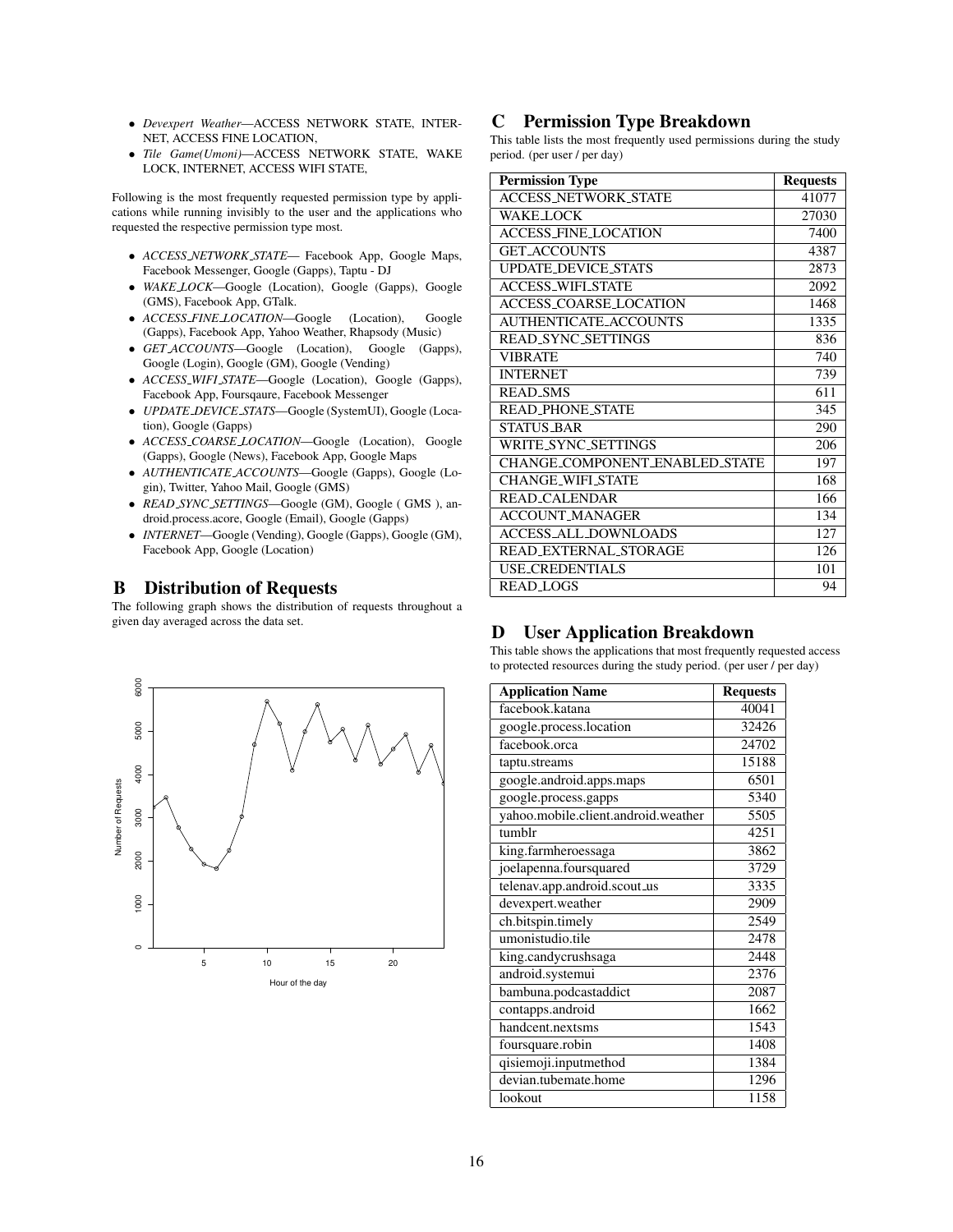- *Devexpert Weather*—ACCESS NETWORK STATE, INTERNET, ACCESS FINE LOCATION,
- *Tile Game(Umoni)*—ACCESS NETWORK STATE, WAKE LOCK, INTERNET, ACCESS WIFI STATE,

Following is the most frequently requested permission type by applications while running invisibly to the user and the applications who requested the respective permission type most.

- *ACCESS_NETWORK_STATE*— Facebook App, Google Maps, Facebook Messenger, Google (Gapps), Taptu - DJ
- *WAKE_LOCK*—Google (Location), Google (Gapps), Google (GMS), Facebook App, GTalk.
- *ACCESS_FINE_LOCATION*—Google (Location), Google (Gapps), Facebook App, Yahoo Weather, Rhapsody (Music)
- *GET_ACCOUNTS*—Google (Location), Google (Gapps), Google (Login), Google (GM), Google (Vending)
- *ACCESS_WIFI_STATE*—Google (Location), Google (Gapps), Facebook App, Foursqaure, Facebook Messenger
- *UPDATE_DEVICE_STATS*—Google (SystemUI), Google (Location), Google (Gapps)
- *ACCESS_COARSE_LOCATION*—Google (Location), Google (Gapps), Google (News), Facebook App, Google Maps
- *AUTHENTICATE_ACCOUNTS*—Google (Gapps), Google (Login), Twitter, Yahoo Mail, Google (GMS)
- *READ_SYNC_SETTINGS*—Google (GM), Google ( GMS ), android.process.acore, Google (Email), Google (Gapps)
- *INTERNET*—Google (Vending), Google (Gapps), Google (GM), Facebook App, Google (Location)

## B Distribution of Requests

The following graph shows the distribution of requests throughout a given day averaged across the data set.

Number of Requests

0
1000
2000
3000
4000
5000
6000

5
10
15
20

Hour of the day

## C Permission Type Breakdown

This table lists the most frequently used permissions during the study period. (per user / per day)

| Permission Type | Requests |
|---|---|
| ACCESS_NETWORK_STATE | 41077 |
| WAKE_LOCK | 27030 |
| ACCESS_FINE_LOCATION | 7400 |
| GET_ACCOUNTS | 4387 |
| UPDATE_DEVICE_STATS | 2873 |
| ACCESS_WIFI_STATE | 2092 |
| ACCESS_COARSE_LOCATION | 1468 |
| AUTHENTICATE_ACCOUNTS | 1335 |
| READ_SYNC_SETTINGS | 836 |
| VIBRATE | 740 |
| INTERNET | 739 |
| READ_SMS | 611 |
| READ_PHONE_STATE | 345 |
| STATUS_BAR | 290 |
| WRITE_SYNC_SETTINGS | 206 |
| CHANGE_COMPONENT_ENABLED_STATE | 197 |
| CHANGE_WIFI_STATE | 168 |
| READ_CALENDAR | 166 |
| ACCOUNT_MANAGER | 134 |
| ACCESS_ALL_DOWNLOADS | 127 |
| READ_EXTERNAL_STORAGE | 126 |
| USE_CREDENTIALS | 101 |
| READ_LOGS | 94 |

## D User Application Breakdown

This table shows the applications that most frequently requested access to protected resources during the study period. (per user / per day)

| Application Name | Requests |
|---|---|
| facebook.katana | 40041 |
| google.process.location | 32426 |
| facebook.orca | 24702 |
| taptu.streams | 15188 |
| google.android.apps.maps | 6501 |
| google.process.gapps | 5340 |
| yahoo.mobile.client.android.weather | 5505 |
| tumblr | 4251 |
| king.farmheroessaga | 3862 |
| joelapenna.foursquared | 3729 |
| telenav.app.android.scout_us | 3335 |
| devexpert.weather | 2909 |
| ch.bitspin.timely | 2549 |
| umonistudio.tile | 2478 |
| king.candycrushsaga | 2448 |
| android.systemui | 2376 |
| bambuna.podcastaddict | 2087 |
| contapps.android | 1662 |
| handcent.nextsms | 1543 |
| foursquare.robin | 1408 |
| qisiemoji.inputmethod | 1384 |
| devian.tubemate.home | 1296 |
| lookout | 1158 |